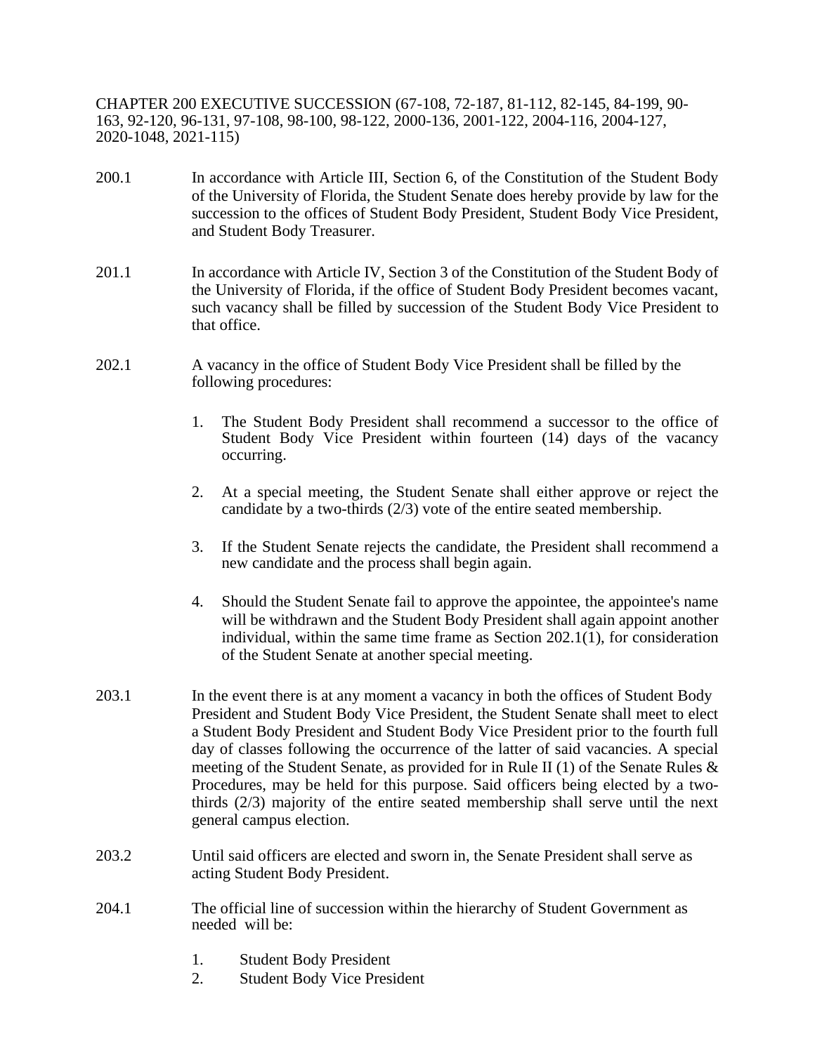# CHAPTER 200 EXECUTIVE SUCCESSION (67-108, 72-187, 81-112, 82-145, 84-199, 90-163, 92-120, 96-131, 97-108, 98-100, 98-122, 2000-136, 2001-122, 2004-116, 2004-127, 2020-1048, 2021-115)

200.1 In accordance with Article III, Section 6, of the Constitution of the Student Body of the University of Florida, the Student Senate does hereby provide by law for the succession to the offices of Student Body President, Student Body Vice President, and Student Body Treasurer.

201.1 In accordance with Article IV, Section 3 of the Constitution of the Student Body of the University of Florida, if the office of Student Body President becomes vacant, such vacancy shall be filled by succession of the Student Body Vice President to that office.

202.1 A vacancy in the office of Student Body Vice President shall be filled by the following procedures:

1. The Student Body President shall recommend a successor to the office of Student Body Vice President within fourteen (14) days of the vacancy occurring.
2. At a special meeting, the Student Senate shall either approve or reject the candidate by a two-thirds (2/3) vote of the entire seated membership.
3. If the Student Senate rejects the candidate, the President shall recommend a new candidate and the process shall begin again.
4. Should the Student Senate fail to approve the appointee, the appointee's name will be withdrawn and the Student Body President shall again appoint another individual, within the same time frame as Section 202.1(1), for consideration of the Student Senate at another special meeting.

203.1 In the event there is at any moment a vacancy in both the offices of Student Body President and Student Body Vice President, the Student Senate shall meet to elect a Student Body President and Student Body Vice President prior to the fourth full day of classes following the occurrence of the latter of said vacancies. A special meeting of the Student Senate, as provided for in Rule II (1) of the Senate Rules & Procedures, may be held for this purpose. Said officers being elected by a two-thirds (2/3) majority of the entire seated membership shall serve until the next general campus election.

203.2 Until said officers are elected and sworn in, the Senate President shall serve as acting Student Body President.

204.1 The official line of succession within the hierarchy of Student Government as needed will be:

1. Student Body President
2. Student Body Vice President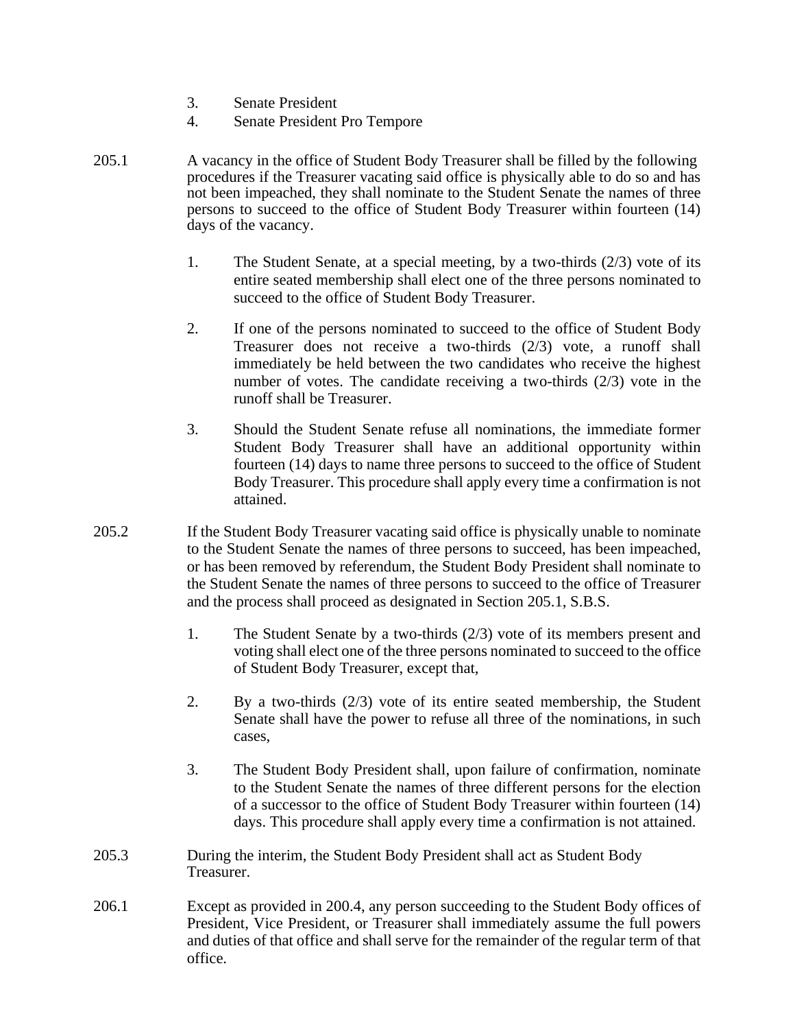3. Senate President
4. Senate President Pro Tempore

205.1 A vacancy in the office of Student Body Treasurer shall be filled by the following procedures if the Treasurer vacating said office is physically able to do so and has not been impeached, they shall nominate to the Student Senate the names of three persons to succeed to the office of Student Body Treasurer within fourteen (14) days of the vacancy.

1. The Student Senate, at a special meeting, by a two-thirds (2/3) vote of its entire seated membership shall elect one of the three persons nominated to succeed to the office of Student Body Treasurer.

2. If one of the persons nominated to succeed to the office of Student Body Treasurer does not receive a two-thirds (2/3) vote, a runoff shall immediately be held between the two candidates who receive the highest number of votes. The candidate receiving a two-thirds (2/3) vote in the runoff shall be Treasurer.

3. Should the Student Senate refuse all nominations, the immediate former Student Body Treasurer shall have an additional opportunity within fourteen (14) days to name three persons to succeed to the office of Student Body Treasurer. This procedure shall apply every time a confirmation is not attained.

205.2 If the Student Body Treasurer vacating said office is physically unable to nominate to the Student Senate the names of three persons to succeed, has been impeached, or has been removed by referendum, the Student Body President shall nominate to the Student Senate the names of three persons to succeed to the office of Treasurer and the process shall proceed as designated in Section 205.1, S.B.S.

1. The Student Senate by a two-thirds (2/3) vote of its members present and voting shall elect one of the three persons nominated to succeed to the office of Student Body Treasurer, except that,

2. By a two-thirds (2/3) vote of its entire seated membership, the Student Senate shall have the power to refuse all three of the nominations, in such cases,

3. The Student Body President shall, upon failure of confirmation, nominate to the Student Senate the names of three different persons for the election of a successor to the office of Student Body Treasurer within fourteen (14) days. This procedure shall apply every time a confirmation is not attained.

205.3 During the interim, the Student Body President shall act as Student Body Treasurer.

206.1 Except as provided in 200.4, any person succeeding to the Student Body offices of President, Vice President, or Treasurer shall immediately assume the full powers and duties of that office and shall serve for the remainder of the regular term of that office.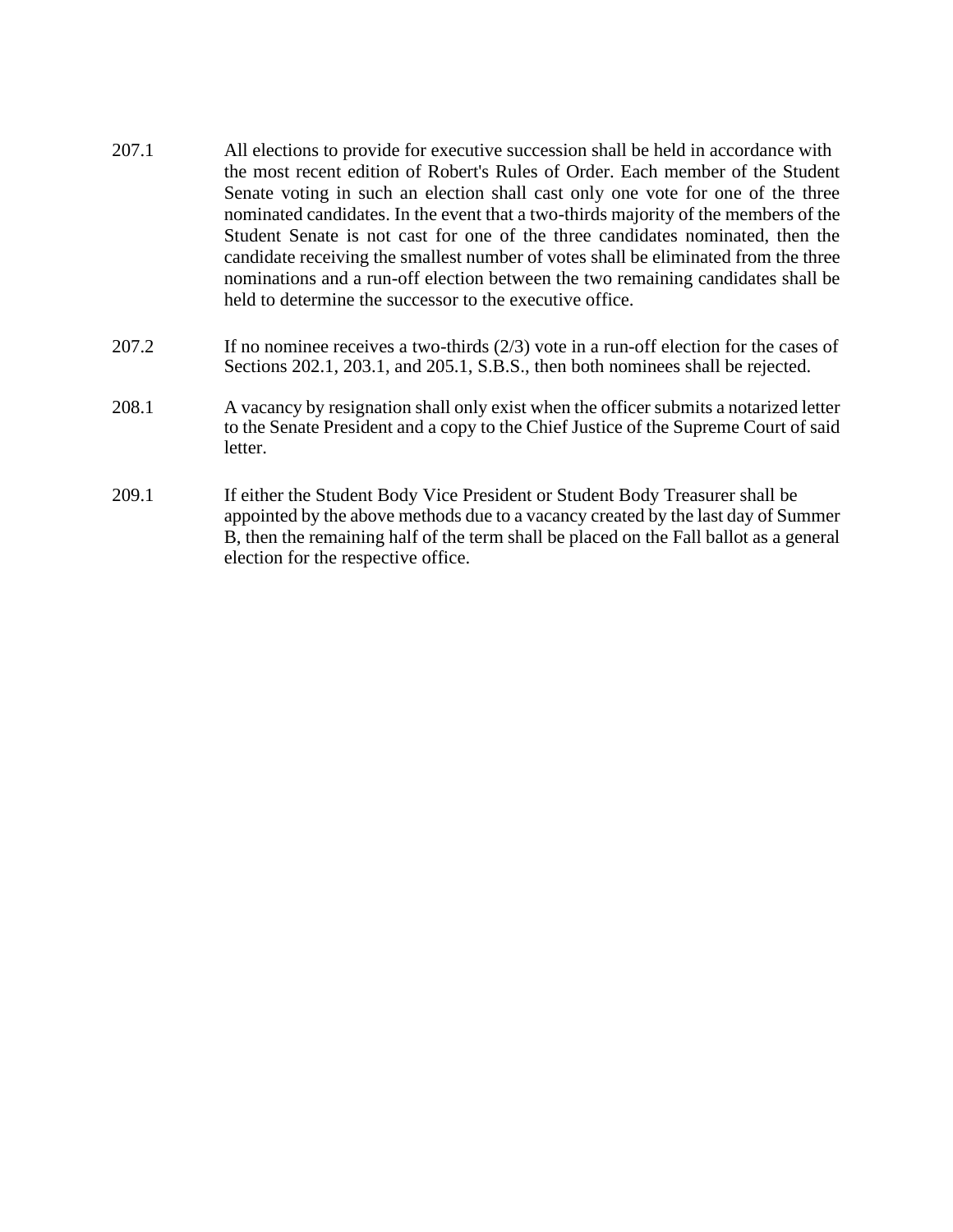207.1 All elections to provide for executive succession shall be held in accordance with the most recent edition of Robert's Rules of Order. Each member of the Student Senate voting in such an election shall cast only one vote for one of the three nominated candidates. In the event that a two-thirds majority of the members of the Student Senate is not cast for one of the three candidates nominated, then the candidate receiving the smallest number of votes shall be eliminated from the three nominations and a run-off election between the two remaining candidates shall be held to determine the successor to the executive office.

207.2 If no nominee receives a two-thirds (2/3) vote in a run-off election for the cases of Sections 202.1, 203.1, and 205.1, S.B.S., then both nominees shall be rejected.

208.1 A vacancy by resignation shall only exist when the officer submits a notarized letter to the Senate President and a copy to the Chief Justice of the Supreme Court of said letter.

209.1 If either the Student Body Vice President or Student Body Treasurer shall be appointed by the above methods due to a vacancy created by the last day of Summer B, then the remaining half of the term shall be placed on the Fall ballot as a general election for the respective office.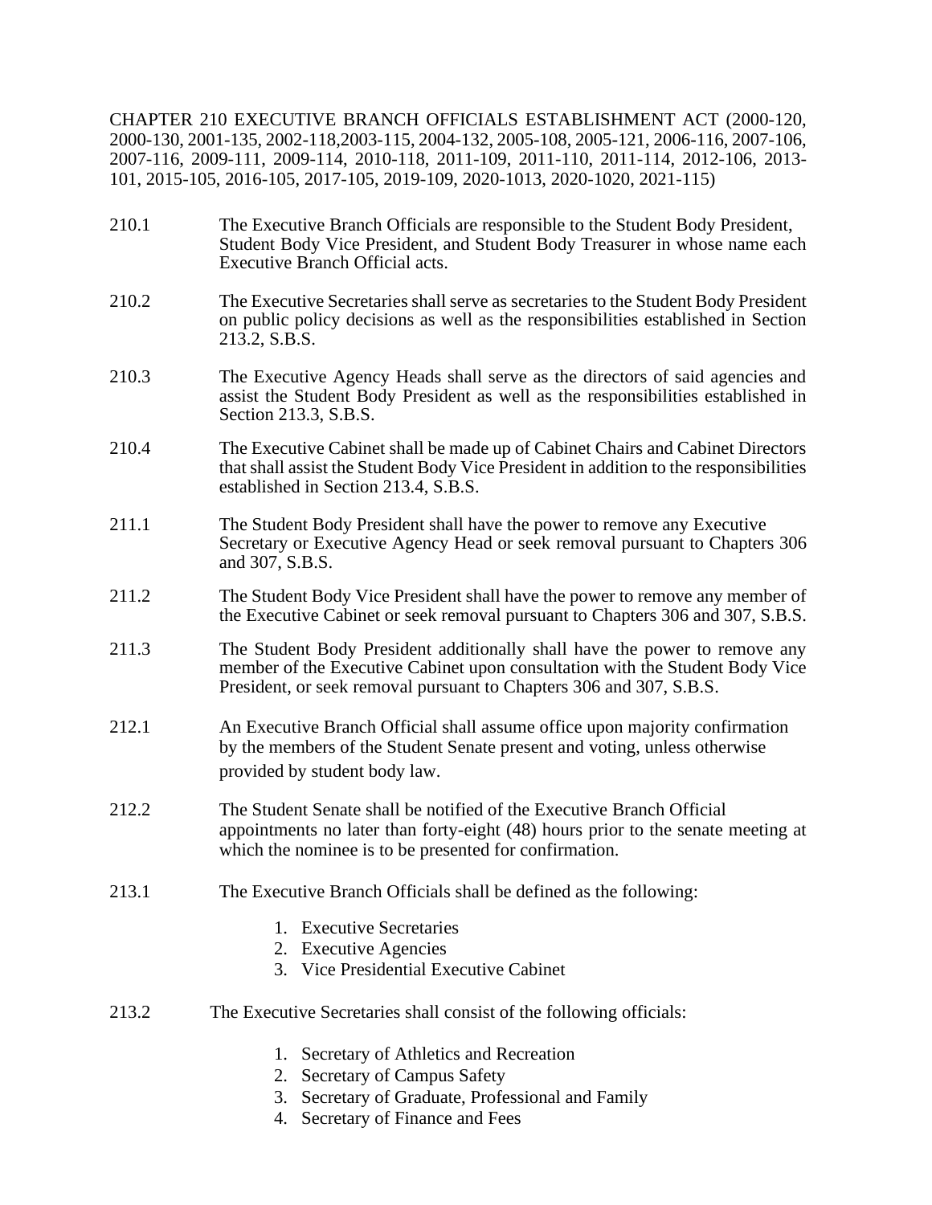CHAPTER 210 EXECUTIVE BRANCH OFFICIALS ESTABLISHMENT ACT (2000-120, 2000-130, 2001-135, 2002-118,2003-115, 2004-132, 2005-108, 2005-121, 2006-116, 2007-106, 2007-116, 2009-111, 2009-114, 2010-118, 2011-109, 2011-110, 2011-114, 2012-106, 2013-101, 2015-105, 2016-105, 2017-105, 2019-109, 2020-1013, 2020-1020, 2021-115)

210.1 The Executive Branch Officials are responsible to the Student Body President, Student Body Vice President, and Student Body Treasurer in whose name each Executive Branch Official acts.

210.2 The Executive Secretaries shall serve as secretaries to the Student Body President on public policy decisions as well as the responsibilities established in Section 213.2, S.B.S.

210.3 The Executive Agency Heads shall serve as the directors of said agencies and assist the Student Body President as well as the responsibilities established in Section 213.3, S.B.S.

210.4 The Executive Cabinet shall be made up of Cabinet Chairs and Cabinet Directors that shall assist the Student Body Vice President in addition to the responsibilities established in Section 213.4, S.B.S.

211.1 The Student Body President shall have the power to remove any Executive Secretary or Executive Agency Head or seek removal pursuant to Chapters 306 and 307, S.B.S.

211.2 The Student Body Vice President shall have the power to remove any member of the Executive Cabinet or seek removal pursuant to Chapters 306 and 307, S.B.S.

211.3 The Student Body President additionally shall have the power to remove any member of the Executive Cabinet upon consultation with the Student Body Vice President, or seek removal pursuant to Chapters 306 and 307, S.B.S.

212.1 An Executive Branch Official shall assume office upon majority confirmation by the members of the Student Senate present and voting, unless otherwise provided by student body law.

212.2 The Student Senate shall be notified of the Executive Branch Official appointments no later than forty-eight (48) hours prior to the senate meeting at which the nominee is to be presented for confirmation.

213.1 The Executive Branch Officials shall be defined as the following:

1. Executive Secretaries
2. Executive Agencies
3. Vice Presidential Executive Cabinet

213.2 The Executive Secretaries shall consist of the following officials:

1. Secretary of Athletics and Recreation
2. Secretary of Campus Safety
3. Secretary of Graduate, Professional and Family
4. Secretary of Finance and Fees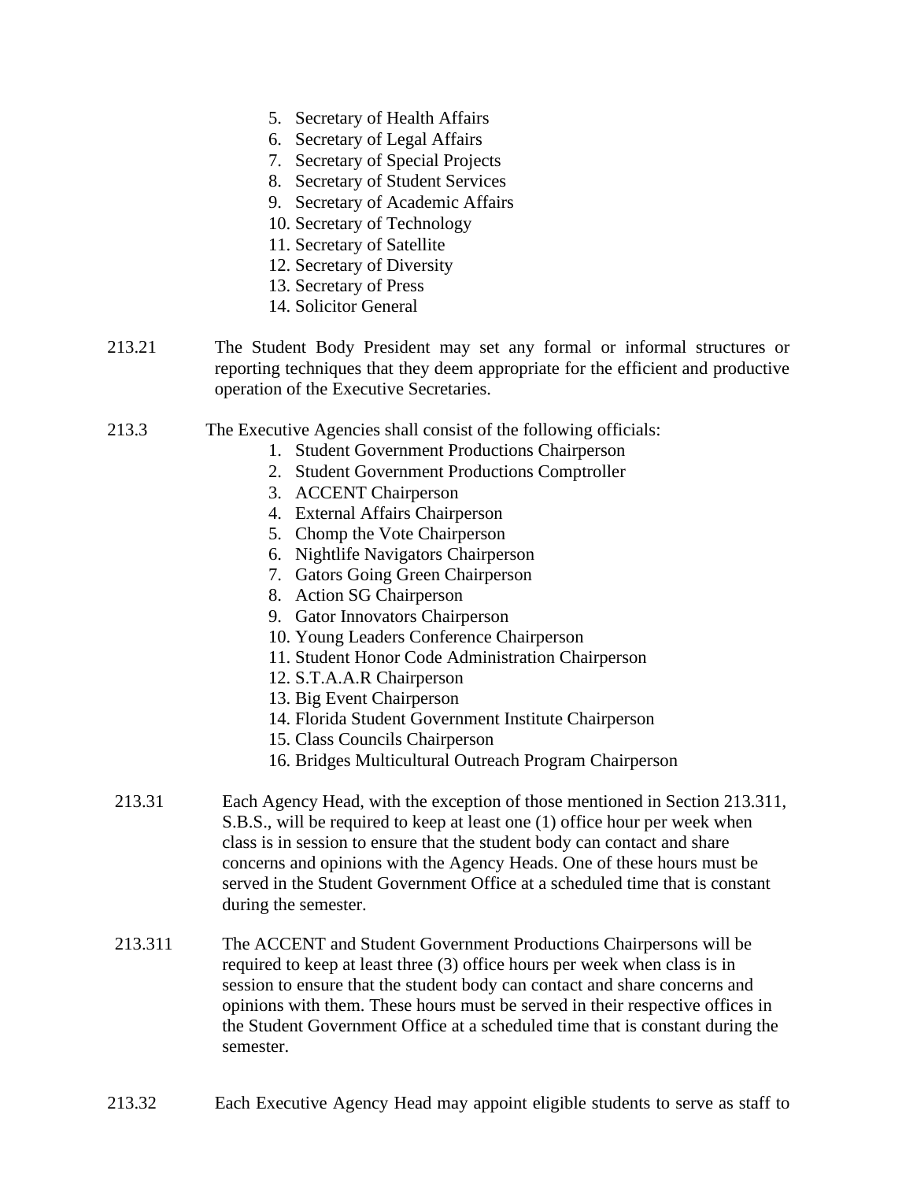5. Secretary of Health Affairs
6. Secretary of Legal Affairs
7. Secretary of Special Projects
8. Secretary of Student Services
9. Secretary of Academic Affairs
10. Secretary of Technology
11. Secretary of Satellite
12. Secretary of Diversity
13. Secretary of Press
14. Solicitor General

213.21 The Student Body President may set any formal or informal structures or reporting techniques that they deem appropriate for the efficient and productive operation of the Executive Secretaries.

213.3 The Executive Agencies shall consist of the following officials:

1. Student Government Productions Chairperson
2. Student Government Productions Comptroller
3. ACCENT Chairperson
4. External Affairs Chairperson
5. Chomp the Vote Chairperson
6. Nightlife Navigators Chairperson
7. Gators Going Green Chairperson
8. Action SG Chairperson
9. Gator Innovators Chairperson
10. Young Leaders Conference Chairperson
11. Student Honor Code Administration Chairperson
12. S.T.A.A.R Chairperson
13. Big Event Chairperson
14. Florida Student Government Institute Chairperson
15. Class Councils Chairperson
16. Bridges Multicultural Outreach Program Chairperson

213.31 Each Agency Head, with the exception of those mentioned in Section 213.311, S.B.S., will be required to keep at least one (1) office hour per week when class is in session to ensure that the student body can contact and share concerns and opinions with the Agency Heads. One of these hours must be served in the Student Government Office at a scheduled time that is constant during the semester.

213.311 The ACCENT and Student Government Productions Chairpersons will be required to keep at least three (3) office hours per week when class is in session to ensure that the student body can contact and share concerns and opinions with them. These hours must be served in their respective offices in the Student Government Office at a scheduled time that is constant during the semester.

213.32 Each Executive Agency Head may appoint eligible students to serve as staff to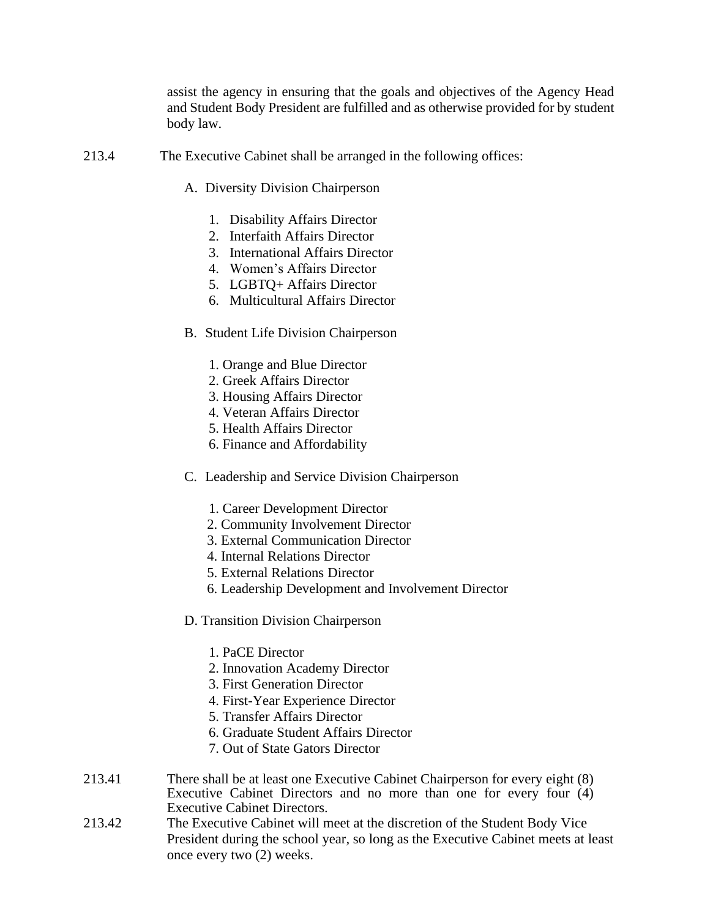assist the agency in ensuring that the goals and objectives of the Agency Head and Student Body President are fulfilled and as otherwise provided for by student body law.

213.4 The Executive Cabinet shall be arranged in the following offices:

A. Diversity Division Chairperson

1. Disability Affairs Director
2. Interfaith Affairs Director
3. International Affairs Director
4. Women's Affairs Director
5. LGBTQ+ Affairs Director
6. Multicultural Affairs Director

B. Student Life Division Chairperson

1. Orange and Blue Director
2. Greek Affairs Director
3. Housing Affairs Director
4. Veteran Affairs Director
5. Health Affairs Director
6. Finance and Affordability

C. Leadership and Service Division Chairperson

1. Career Development Director
2. Community Involvement Director
3. External Communication Director
4. Internal Relations Director
5. External Relations Director
6. Leadership Development and Involvement Director

D. Transition Division Chairperson

1. PaCE Director
2. Innovation Academy Director
3. First Generation Director
4. First-Year Experience Director
5. Transfer Affairs Director
6. Graduate Student Affairs Director
7. Out of State Gators Director

213.41 There shall be at least one Executive Cabinet Chairperson for every eight (8) Executive Cabinet Directors and no more than one for every four (4) Executive Cabinet Directors.

213.42 The Executive Cabinet will meet at the discretion of the Student Body Vice President during the school year, so long as the Executive Cabinet meets at least once every two (2) weeks.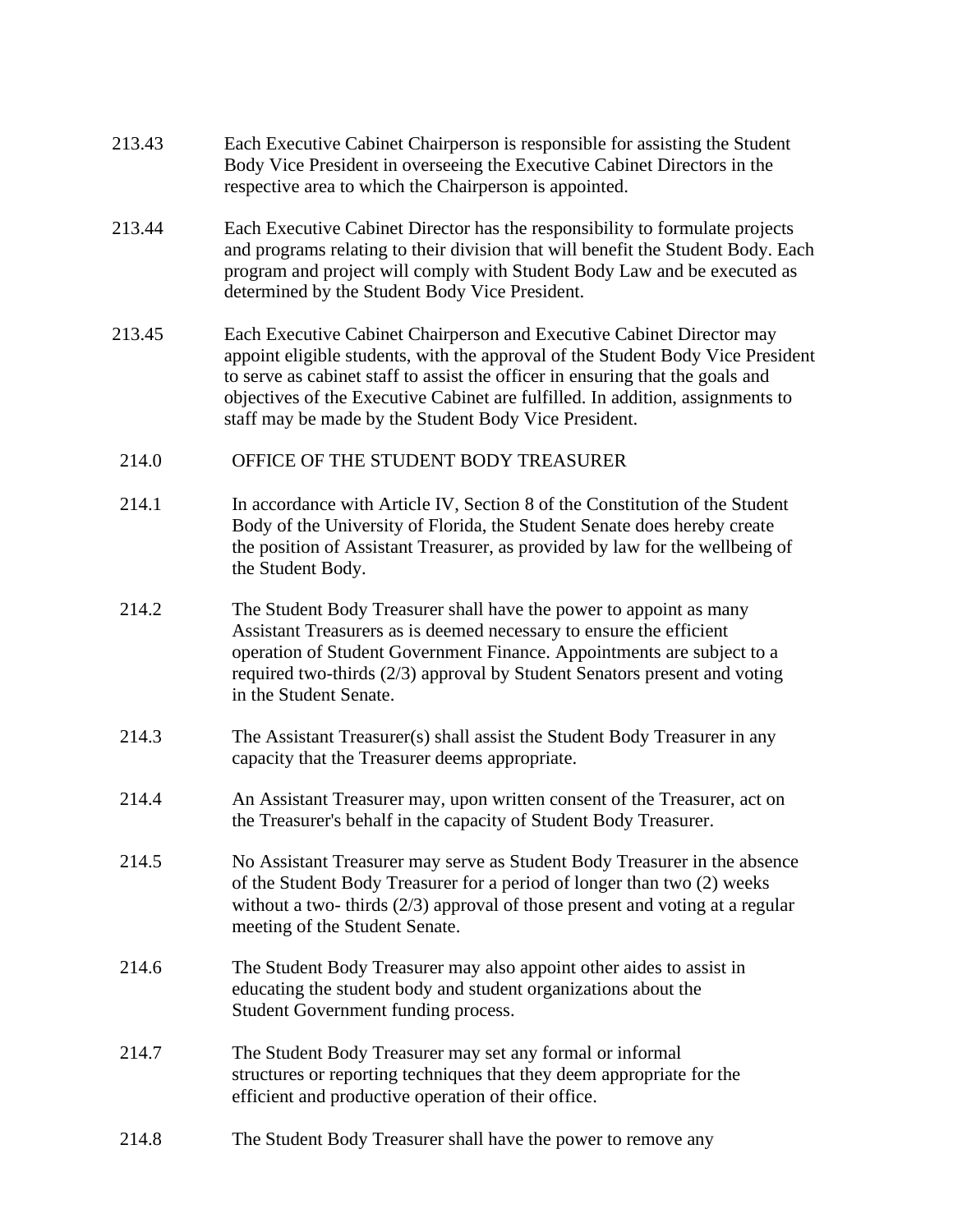213.43 Each Executive Cabinet Chairperson is responsible for assisting the Student Body Vice President in overseeing the Executive Cabinet Directors in the respective area to which the Chairperson is appointed.

213.44 Each Executive Cabinet Director has the responsibility to formulate projects and programs relating to their division that will benefit the Student Body. Each program and project will comply with Student Body Law and be executed as determined by the Student Body Vice President.

213.45 Each Executive Cabinet Chairperson and Executive Cabinet Director may appoint eligible students, with the approval of the Student Body Vice President to serve as cabinet staff to assist the officer in ensuring that the goals and objectives of the Executive Cabinet are fulfilled. In addition, assignments to staff may be made by the Student Body Vice President.

## 214.0 OFFICE OF THE STUDENT BODY TREASURER

214.1 In accordance with Article IV, Section 8 of the Constitution of the Student Body of the University of Florida, the Student Senate does hereby create the position of Assistant Treasurer, as provided by law for the wellbeing of the Student Body.

214.2 The Student Body Treasurer shall have the power to appoint as many Assistant Treasurers as is deemed necessary to ensure the efficient operation of Student Government Finance. Appointments are subject to a required two-thirds (2/3) approval by Student Senators present and voting in the Student Senate.

214.3 The Assistant Treasurer(s) shall assist the Student Body Treasurer in any capacity that the Treasurer deems appropriate.

214.4 An Assistant Treasurer may, upon written consent of the Treasurer, act on the Treasurer's behalf in the capacity of Student Body Treasurer.

214.5 No Assistant Treasurer may serve as Student Body Treasurer in the absence of the Student Body Treasurer for a period of longer than two (2) weeks without a two- thirds (2/3) approval of those present and voting at a regular meeting of the Student Senate.

214.6 The Student Body Treasurer may also appoint other aides to assist in educating the student body and student organizations about the Student Government funding process.

214.7 The Student Body Treasurer may set any formal or informal structures or reporting techniques that they deem appropriate for the efficient and productive operation of their office.

214.8 The Student Body Treasurer shall have the power to remove any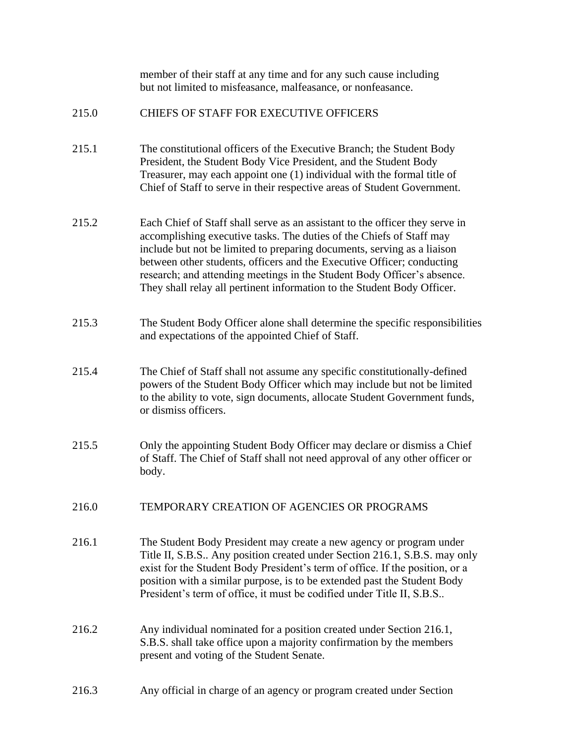member of their staff at any time and for any such cause including but not limited to misfeasance, malfeasance, or nonfeasance.

## 215.0 CHIEFS OF STAFF FOR EXECUTIVE OFFICERS

215.1 The constitutional officers of the Executive Branch; the Student Body President, the Student Body Vice President, and the Student Body Treasurer, may each appoint one (1) individual with the formal title of Chief of Staff to serve in their respective areas of Student Government.

215.2 Each Chief of Staff shall serve as an assistant to the officer they serve in accomplishing executive tasks. The duties of the Chiefs of Staff may include but not be limited to preparing documents, serving as a liaison between other students, officers and the Executive Officer; conducting research; and attending meetings in the Student Body Officer's absence. They shall relay all pertinent information to the Student Body Officer.

215.3 The Student Body Officer alone shall determine the specific responsibilities and expectations of the appointed Chief of Staff.

215.4 The Chief of Staff shall not assume any specific constitutionally-defined powers of the Student Body Officer which may include but not be limited to the ability to vote, sign documents, allocate Student Government funds, or dismiss officers.

215.5 Only the appointing Student Body Officer may declare or dismiss a Chief of Staff. The Chief of Staff shall not need approval of any other officer or body.

## 216.0 TEMPORARY CREATION OF AGENCIES OR PROGRAMS

216.1 The Student Body President may create a new agency or program under Title II, S.B.S.. Any position created under Section 216.1, S.B.S. may only exist for the Student Body President's term of office. If the position, or a position with a similar purpose, is to be extended past the Student Body President's term of office, it must be codified under Title II, S.B.S..

216.2 Any individual nominated for a position created under Section 216.1, S.B.S. shall take office upon a majority confirmation by the members present and voting of the Student Senate.

216.3 Any official in charge of an agency or program created under Section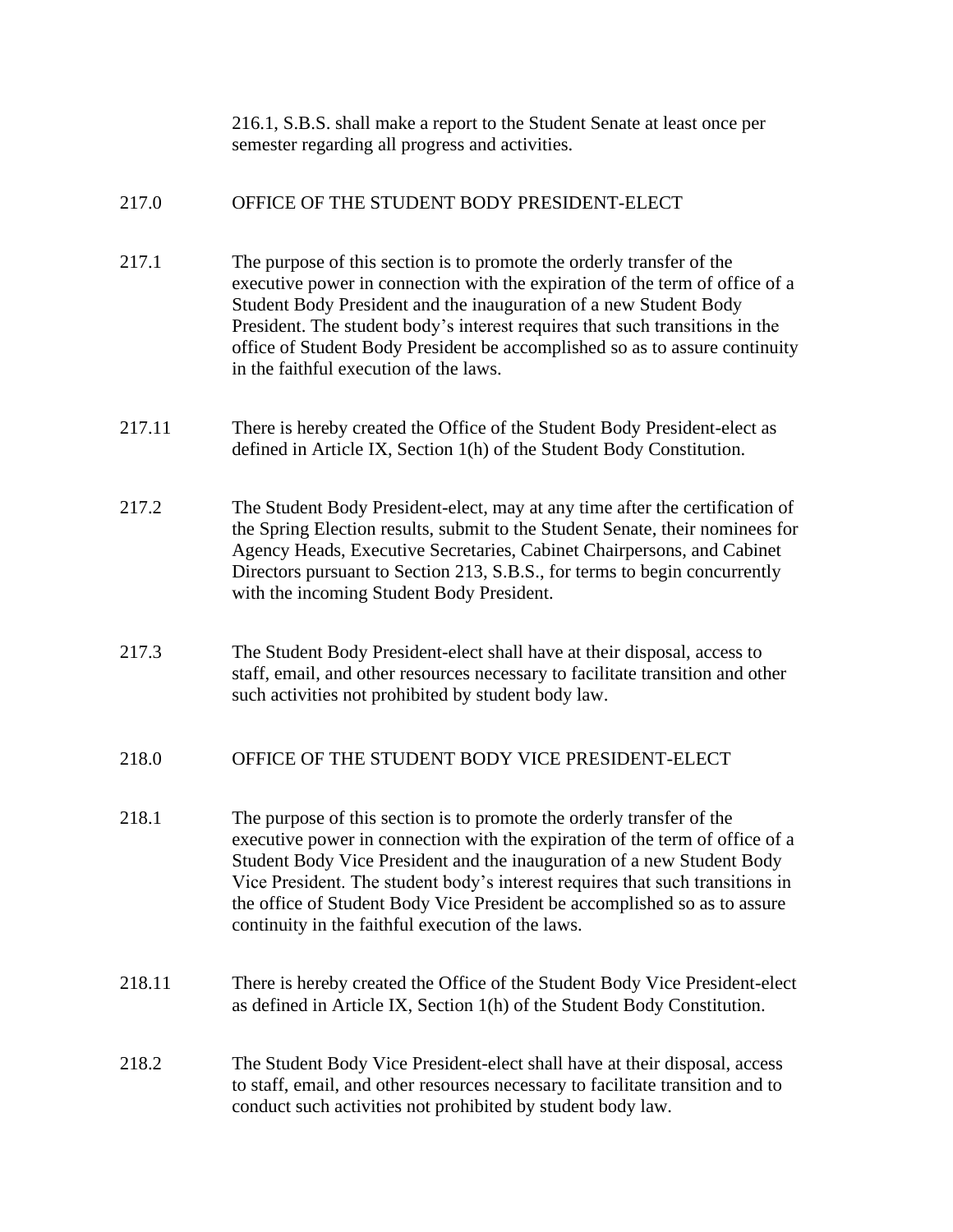216.1, S.B.S. shall make a report to the Student Senate at least once per semester regarding all progress and activities.

## 217.0 OFFICE OF THE STUDENT BODY PRESIDENT-ELECT

217.1 The purpose of this section is to promote the orderly transfer of the executive power in connection with the expiration of the term of office of a Student Body President and the inauguration of a new Student Body President. The student body's interest requires that such transitions in the office of Student Body President be accomplished so as to assure continuity in the faithful execution of the laws.

217.11 There is hereby created the Office of the Student Body President-elect as defined in Article IX, Section 1(h) of the Student Body Constitution.

217.2 The Student Body President-elect, may at any time after the certification of the Spring Election results, submit to the Student Senate, their nominees for Agency Heads, Executive Secretaries, Cabinet Chairpersons, and Cabinet Directors pursuant to Section 213, S.B.S., for terms to begin concurrently with the incoming Student Body President.

217.3 The Student Body President-elect shall have at their disposal, access to staff, email, and other resources necessary to facilitate transition and other such activities not prohibited by student body law.

## 218.0 OFFICE OF THE STUDENT BODY VICE PRESIDENT-ELECT

218.1 The purpose of this section is to promote the orderly transfer of the executive power in connection with the expiration of the term of office of a Student Body Vice President and the inauguration of a new Student Body Vice President. The student body's interest requires that such transitions in the office of Student Body Vice President be accomplished so as to assure continuity in the faithful execution of the laws.

218.11 There is hereby created the Office of the Student Body Vice President-elect as defined in Article IX, Section 1(h) of the Student Body Constitution.

218.2 The Student Body Vice President-elect shall have at their disposal, access to staff, email, and other resources necessary to facilitate transition and to conduct such activities not prohibited by student body law.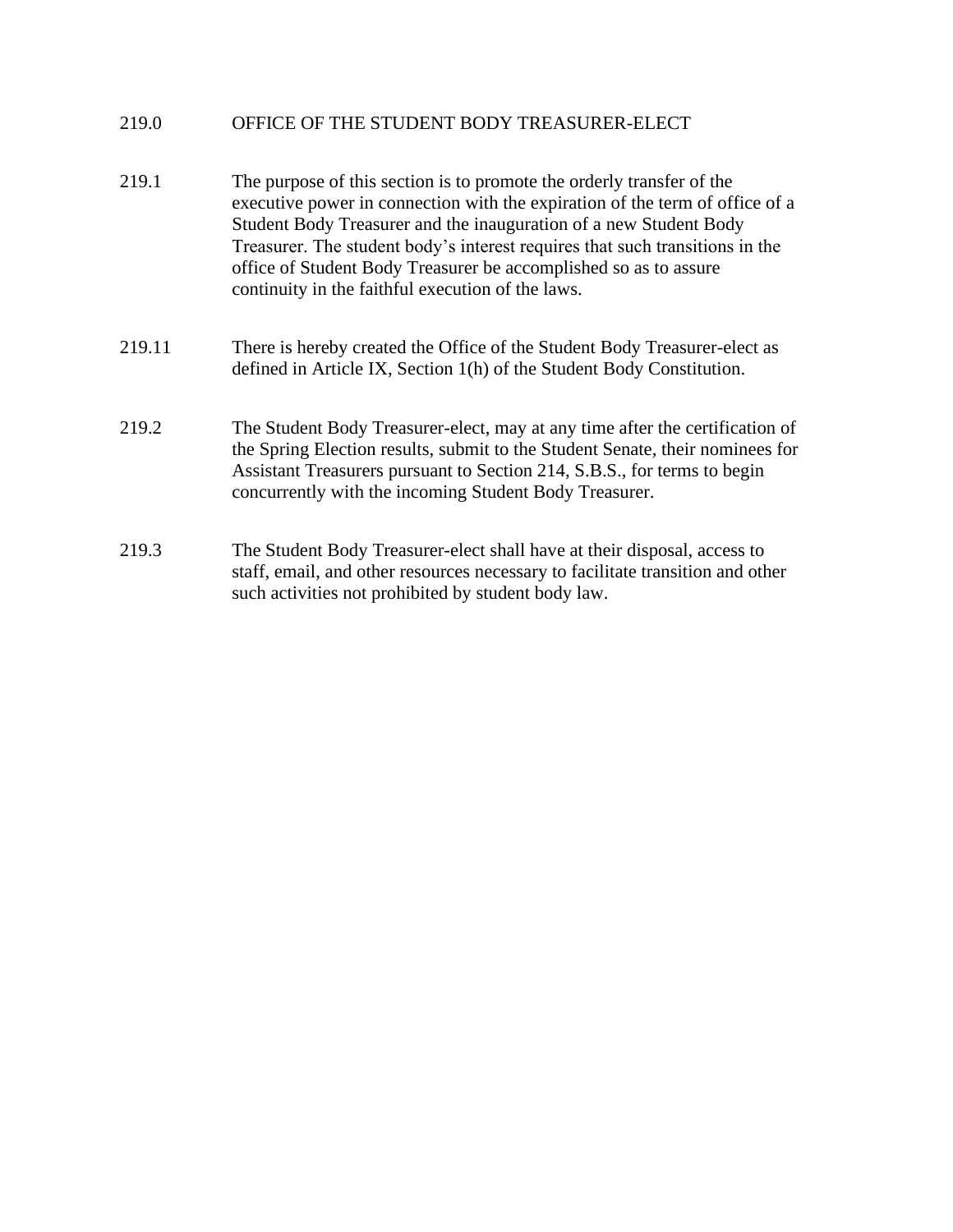## 219.0 OFFICE OF THE STUDENT BODY TREASURER-ELECT

219.1 The purpose of this section is to promote the orderly transfer of the executive power in connection with the expiration of the term of office of a Student Body Treasurer and the inauguration of a new Student Body Treasurer. The student body's interest requires that such transitions in the office of Student Body Treasurer be accomplished so as to assure continuity in the faithful execution of the laws.

219.11 There is hereby created the Office of the Student Body Treasurer-elect as defined in Article IX, Section 1(h) of the Student Body Constitution.

219.2 The Student Body Treasurer-elect, may at any time after the certification of the Spring Election results, submit to the Student Senate, their nominees for Assistant Treasurers pursuant to Section 214, S.B.S., for terms to begin concurrently with the incoming Student Body Treasurer.

219.3 The Student Body Treasurer-elect shall have at their disposal, access to staff, email, and other resources necessary to facilitate transition and other such activities not prohibited by student body law.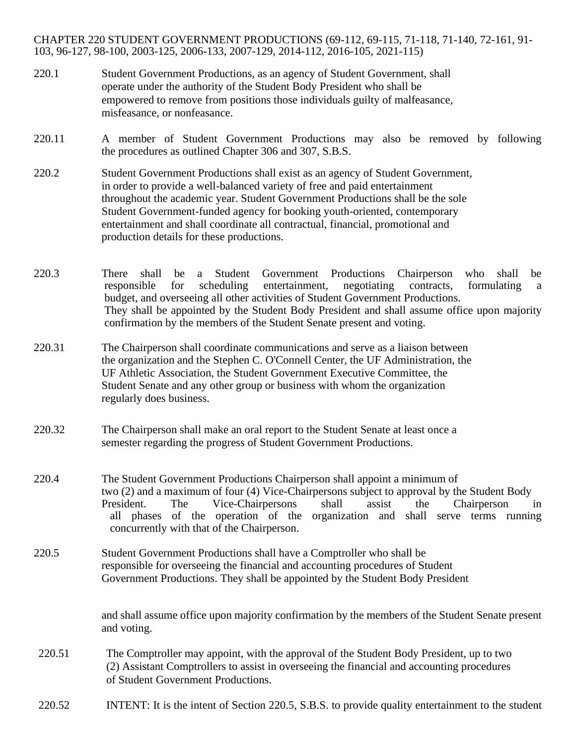CHAPTER 220 STUDENT GOVERNMENT PRODUCTIONS (69-112, 69-115, 71-118, 71-140, 72-161, 91-103, 96-127, 98-100, 2003-125, 2006-133, 2007-129, 2014-112, 2016-105, 2021-115)

220.1 Student Government Productions, as an agency of Student Government, shall operate under the authority of the Student Body President who shall be empowered to remove from positions those individuals guilty of malfeasance, misfeasance, or nonfeasance.

220.11 A member of Student Government Productions may also be removed by following the procedures as outlined Chapter 306 and 307, S.B.S.

220.2 Student Government Productions shall exist as an agency of Student Government, in order to provide a well-balanced variety of free and paid entertainment throughout the academic year. Student Government Productions shall be the sole Student Government-funded agency for booking youth-oriented, contemporary entertainment and shall coordinate all contractual, financial, promotional and production details for these productions.

220.3 There shall be a Student Government Productions Chairperson who shall be responsible for scheduling entertainment, negotiating contracts, formulating a budget, and overseeing all other activities of Student Government Productions. They shall be appointed by the Student Body President and shall assume office upon majority confirmation by the members of the Student Senate present and voting.

220.31 The Chairperson shall coordinate communications and serve as a liaison between the organization and the Stephen C. O'Connell Center, the UF Administration, the UF Athletic Association, the Student Government Executive Committee, the Student Senate and any other group or business with whom the organization regularly does business.

220.32 The Chairperson shall make an oral report to the Student Senate at least once a semester regarding the progress of Student Government Productions.

220.4 The Student Government Productions Chairperson shall appoint a minimum of two (2) and a maximum of four (4) Vice-Chairpersons subject to approval by the Student Body President. The Vice-Chairpersons shall assist the Chairperson in all phases of the operation of the organization and shall serve terms running concurrently with that of the Chairperson.

220.5 Student Government Productions shall have a Comptroller who shall be responsible for overseeing the financial and accounting procedures of Student Government Productions. They shall be appointed by the Student Body President and shall assume office upon majority confirmation by the members of the Student Senate present and voting.

220.51 The Comptroller may appoint, with the approval of the Student Body President, up to two (2) Assistant Comptrollers to assist in overseeing the financial and accounting procedures of Student Government Productions.

220.52 INTENT: It is the intent of Section 220.5, S.B.S. to provide quality entertainment to the student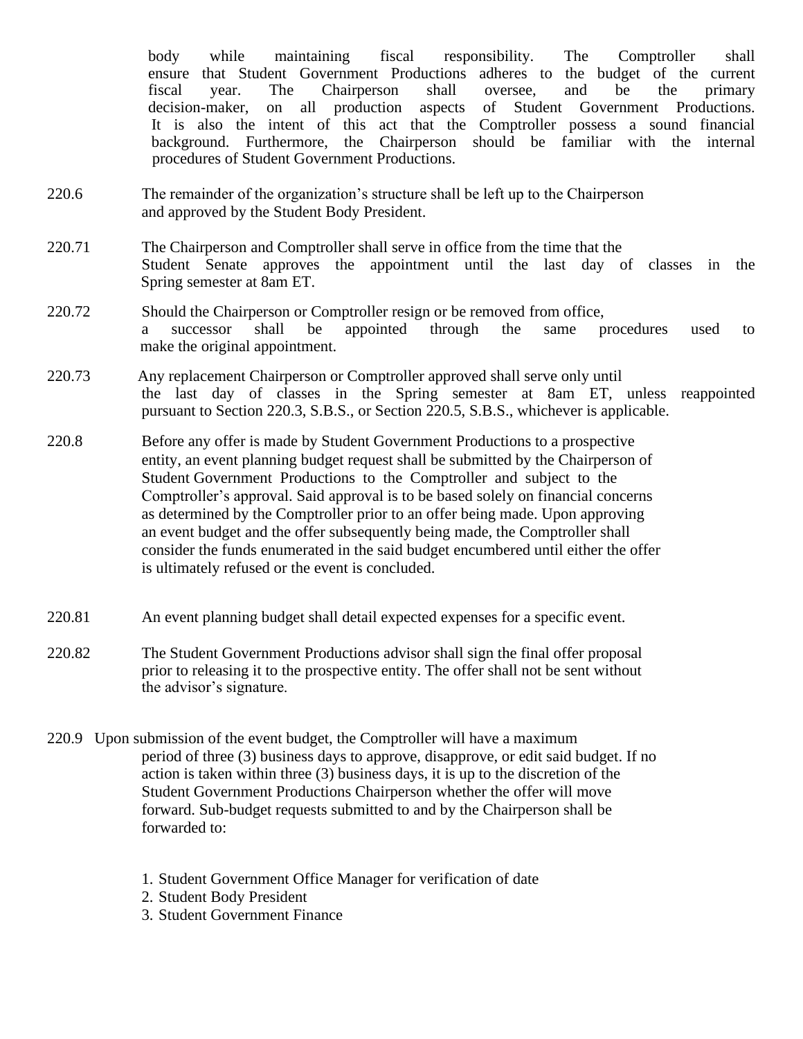body while maintaining fiscal responsibility. The Comptroller shall ensure that Student Government Productions adheres to the budget of the current fiscal year. The Chairperson shall oversee, and be the primary decision-maker, on all production aspects of Student Government Productions. It is also the intent of this act that the Comptroller possess a sound financial background. Furthermore, the Chairperson should be familiar with the internal procedures of Student Government Productions.

220.6 The remainder of the organization's structure shall be left up to the Chairperson and approved by the Student Body President.

220.71 The Chairperson and Comptroller shall serve in office from the time that the Student Senate approves the appointment until the last day of classes in the Spring semester at 8am ET.

220.72 Should the Chairperson or Comptroller resign or be removed from office, a successor shall be appointed through the same procedures used to make the original appointment.

220.73 Any replacement Chairperson or Comptroller approved shall serve only until the last day of classes in the Spring semester at 8am ET, unless reappointed pursuant to Section 220.3, S.B.S., or Section 220.5, S.B.S., whichever is applicable.

220.8 Before any offer is made by Student Government Productions to a prospective entity, an event planning budget request shall be submitted by the Chairperson of Student Government Productions to the Comptroller and subject to the Comptroller's approval. Said approval is to be based solely on financial concerns as determined by the Comptroller prior to an offer being made. Upon approving an event budget and the offer subsequently being made, the Comptroller shall consider the funds enumerated in the said budget encumbered until either the offer is ultimately refused or the event is concluded.

220.81 An event planning budget shall detail expected expenses for a specific event.

220.82 The Student Government Productions advisor shall sign the final offer proposal prior to releasing it to the prospective entity. The offer shall not be sent without the advisor's signature.

220.9 Upon submission of the event budget, the Comptroller will have a maximum period of three (3) business days to approve, disapprove, or edit said budget. If no action is taken within three (3) business days, it is up to the discretion of the Student Government Productions Chairperson whether the offer will move forward. Sub-budget requests submitted to and by the Chairperson shall be forwarded to:

1. Student Government Office Manager for verification of date
2. Student Body President
3. Student Government Finance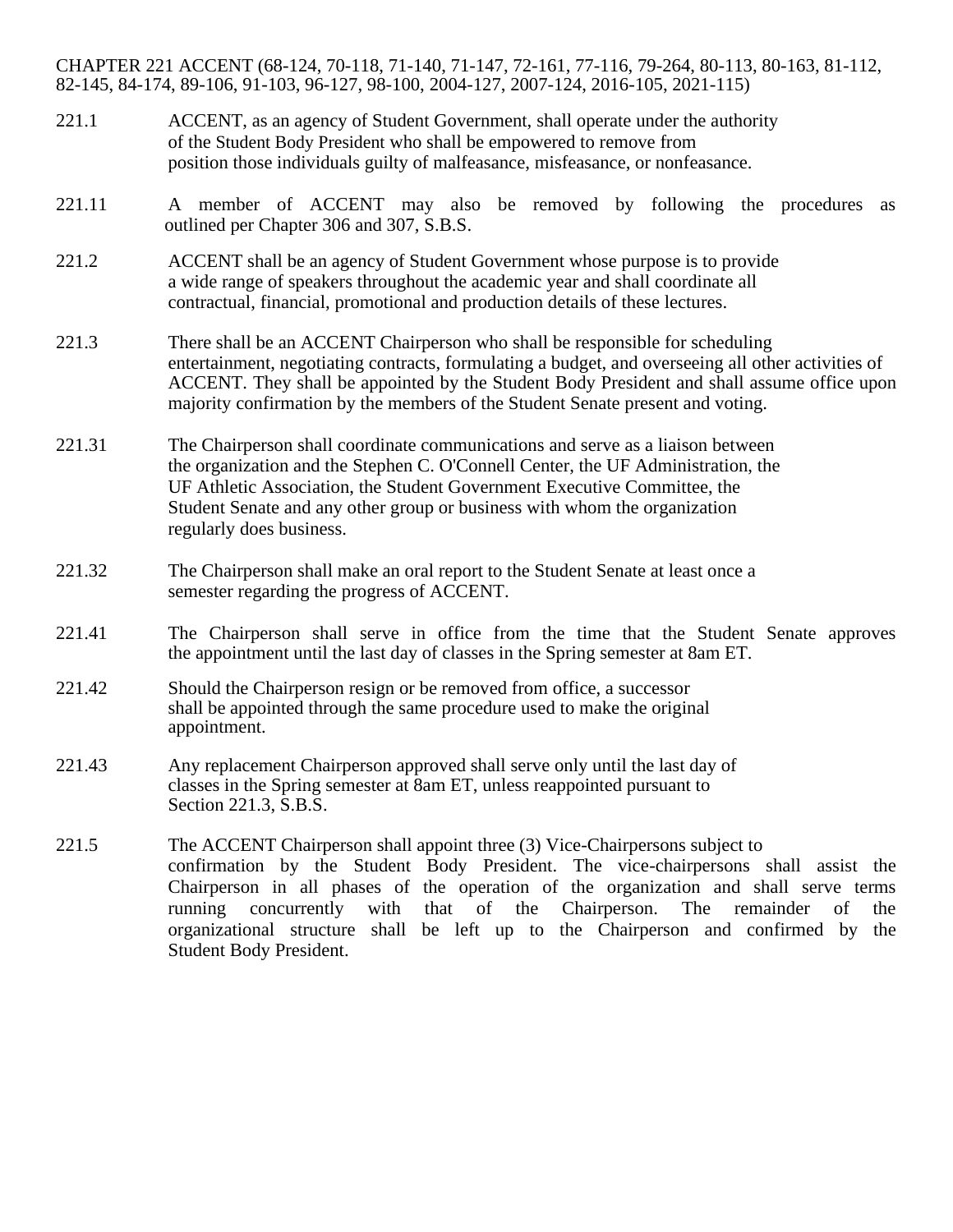CHAPTER 221 ACCENT (68-124, 70-118, 71-140, 71-147, 72-161, 77-116, 79-264, 80-113, 80-163, 81-112, 82-145, 84-174, 89-106, 91-103, 96-127, 98-100, 2004-127, 2007-124, 2016-105, 2021-115)

221.1 ACCENT, as an agency of Student Government, shall operate under the authority of the Student Body President who shall be empowered to remove from position those individuals guilty of malfeasance, misfeasance, or nonfeasance.

221.11 A member of ACCENT may also be removed by following the procedures as outlined per Chapter 306 and 307, S.B.S.

221.2 ACCENT shall be an agency of Student Government whose purpose is to provide a wide range of speakers throughout the academic year and shall coordinate all contractual, financial, promotional and production details of these lectures.

221.3 There shall be an ACCENT Chairperson who shall be responsible for scheduling entertainment, negotiating contracts, formulating a budget, and overseeing all other activities of ACCENT. They shall be appointed by the Student Body President and shall assume office upon majority confirmation by the members of the Student Senate present and voting.

221.31 The Chairperson shall coordinate communications and serve as a liaison between the organization and the Stephen C. O'Connell Center, the UF Administration, the UF Athletic Association, the Student Government Executive Committee, the Student Senate and any other group or business with whom the organization regularly does business.

221.32 The Chairperson shall make an oral report to the Student Senate at least once a semester regarding the progress of ACCENT.

221.41 The Chairperson shall serve in office from the time that the Student Senate approves the appointment until the last day of classes in the Spring semester at 8am ET.

221.42 Should the Chairperson resign or be removed from office, a successor shall be appointed through the same procedure used to make the original appointment.

221.43 Any replacement Chairperson approved shall serve only until the last day of classes in the Spring semester at 8am ET, unless reappointed pursuant to Section 221.3, S.B.S.

221.5 The ACCENT Chairperson shall appoint three (3) Vice-Chairpersons subject to confirmation by the Student Body President. The vice-chairpersons shall assist the Chairperson in all phases of the operation of the organization and shall serve terms running concurrently with that of the Chairperson. The remainder of the organizational structure shall be left up to the Chairperson and confirmed by the Student Body President.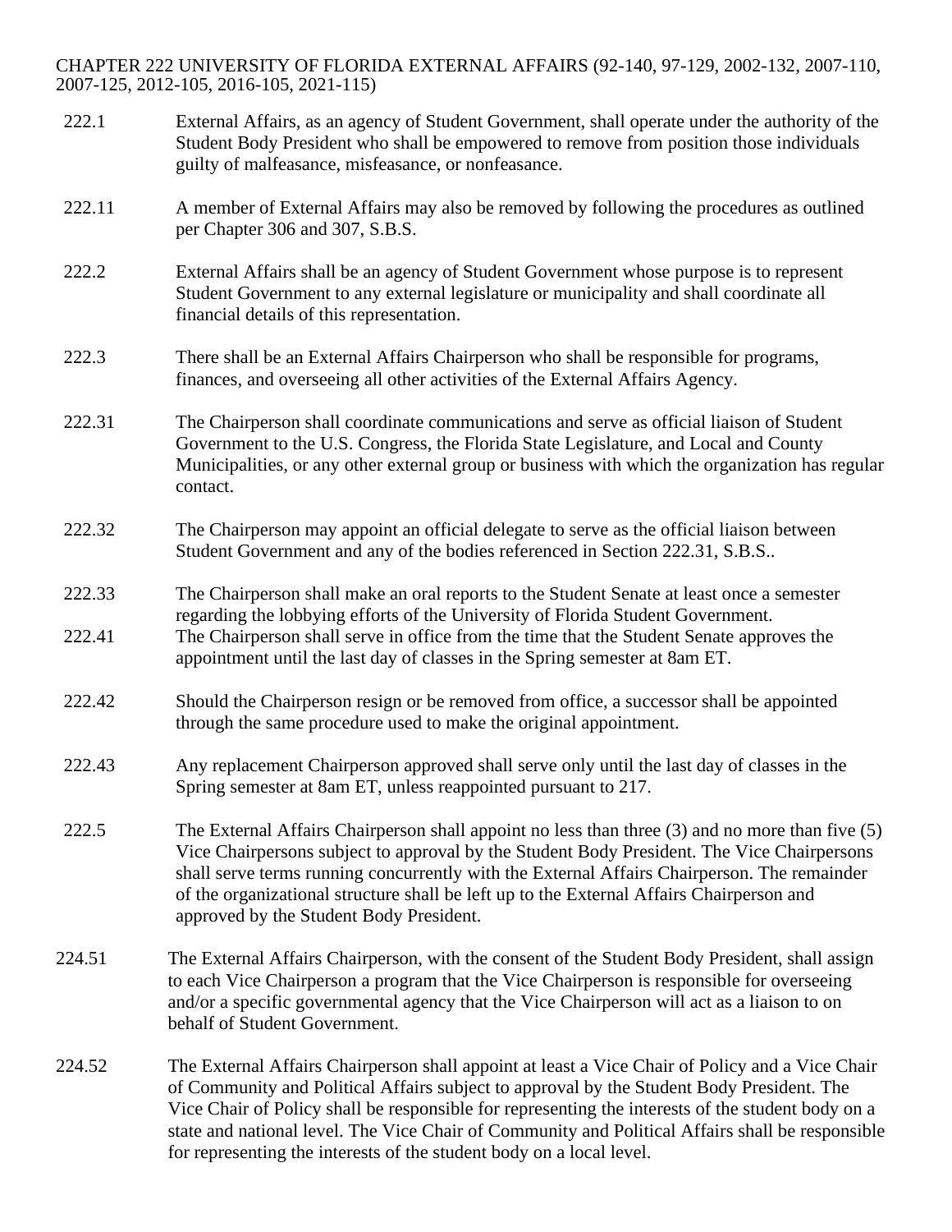CHAPTER 222 UNIVERSITY OF FLORIDA EXTERNAL AFFAIRS (92-140, 97-129, 2002-132, 2007-110, 2007-125, 2012-105, 2016-105, 2021-115)

222.1 External Affairs, as an agency of Student Government, shall operate under the authority of the Student Body President who shall be empowered to remove from position those individuals guilty of malfeasance, misfeasance, or nonfeasance.

222.11 A member of External Affairs may also be removed by following the procedures as outlined per Chapter 306 and 307, S.B.S.

222.2 External Affairs shall be an agency of Student Government whose purpose is to represent Student Government to any external legislature or municipality and shall coordinate all financial details of this representation.

222.3 There shall be an External Affairs Chairperson who shall be responsible for programs, finances, and overseeing all other activities of the External Affairs Agency.

222.31 The Chairperson shall coordinate communications and serve as official liaison of Student Government to the U.S. Congress, the Florida State Legislature, and Local and County Municipalities, or any other external group or business with which the organization has regular contact.

222.32 The Chairperson may appoint an official delegate to serve as the official liaison between Student Government and any of the bodies referenced in Section 222.31, S.B.S..

222.33 The Chairperson shall make an oral reports to the Student Senate at least once a semester regarding the lobbying efforts of the University of Florida Student Government.

222.41 The Chairperson shall serve in office from the time that the Student Senate approves the appointment until the last day of classes in the Spring semester at 8am ET.

222.42 Should the Chairperson resign or be removed from office, a successor shall be appointed through the same procedure used to make the original appointment.

222.43 Any replacement Chairperson approved shall serve only until the last day of classes in the Spring semester at 8am ET, unless reappointed pursuant to 217.

222.5 The External Affairs Chairperson shall appoint no less than three (3) and no more than five (5) Vice Chairpersons subject to approval by the Student Body President. The Vice Chairpersons shall serve terms running concurrently with the External Affairs Chairperson. The remainder of the organizational structure shall be left up to the External Affairs Chairperson and approved by the Student Body President.

224.51 The External Affairs Chairperson, with the consent of the Student Body President, shall assign to each Vice Chairperson a program that the Vice Chairperson is responsible for overseeing and/or a specific governmental agency that the Vice Chairperson will act as a liaison to on behalf of Student Government.

224.52 The External Affairs Chairperson shall appoint at least a Vice Chair of Policy and a Vice Chair of Community and Political Affairs subject to approval by the Student Body President. The Vice Chair of Policy shall be responsible for representing the interests of the student body on a state and national level. The Vice Chair of Community and Political Affairs shall be responsible for representing the interests of the student body on a local level.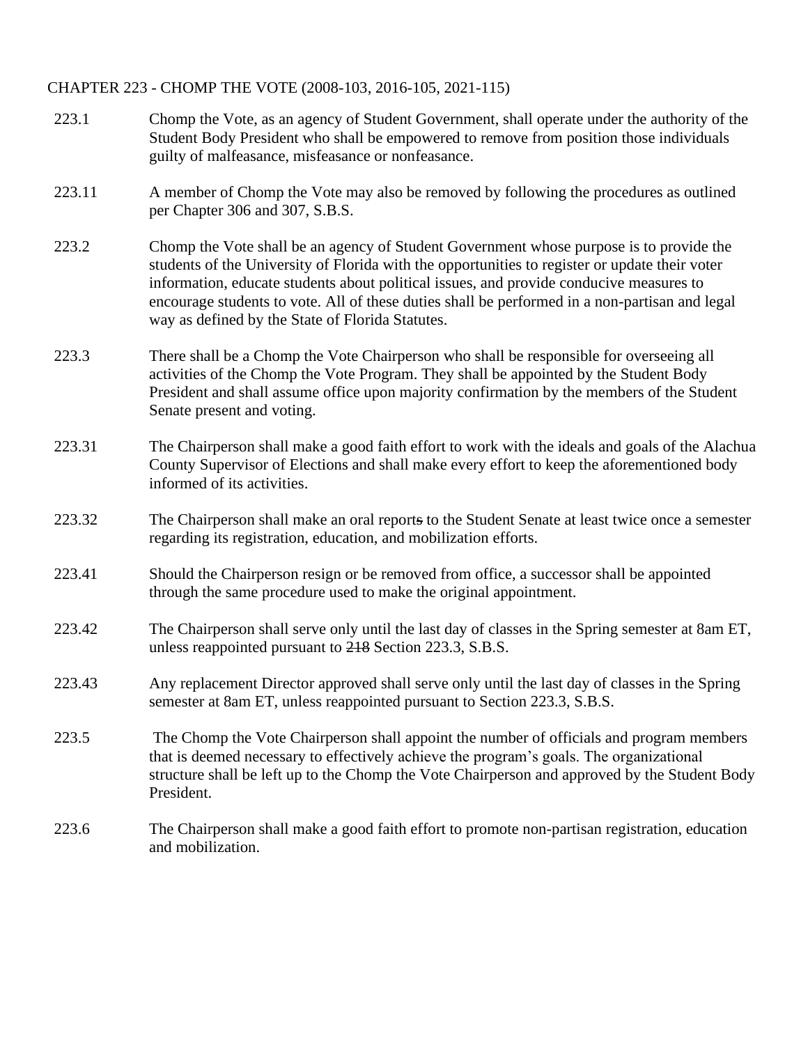CHAPTER 223 - CHOMP THE VOTE (2008-103, 2016-105, 2021-115)

223.1 Chomp the Vote, as an agency of Student Government, shall operate under the authority of the Student Body President who shall be empowered to remove from position those individuals guilty of malfeasance, misfeasance or nonfeasance.

223.11 A member of Chomp the Vote may also be removed by following the procedures as outlined per Chapter 306 and 307, S.B.S.

223.2 Chomp the Vote shall be an agency of Student Government whose purpose is to provide the students of the University of Florida with the opportunities to register or update their voter information, educate students about political issues, and provide conducive measures to encourage students to vote. All of these duties shall be performed in a non-partisan and legal way as defined by the State of Florida Statutes.

223.3 There shall be a Chomp the Vote Chairperson who shall be responsible for overseeing all activities of the Chomp the Vote Program. They shall be appointed by the Student Body President and shall assume office upon majority confirmation by the members of the Student Senate present and voting.

223.31 The Chairperson shall make a good faith effort to work with the ideals and goals of the Alachua County Supervisor of Elections and shall make every effort to keep the aforementioned body informed of its activities.

223.32 The Chairperson shall make an oral report~~s~~ to the Student Senate at least twice once a semester regarding its registration, education, and mobilization efforts.

223.41 Should the Chairperson resign or be removed from office, a successor shall be appointed through the same procedure used to make the original appointment.

223.42 The Chairperson shall serve only until the last day of classes in the Spring semester at 8am ET, unless reappointed pursuant to ~~218~~ Section 223.3, S.B.S.

223.43 Any replacement Director approved shall serve only until the last day of classes in the Spring semester at 8am ET, unless reappointed pursuant to Section 223.3, S.B.S.

223.5 The Chomp the Vote Chairperson shall appoint the number of officials and program members that is deemed necessary to effectively achieve the program's goals. The organizational structure shall be left up to the Chomp the Vote Chairperson and approved by the Student Body President.

223.6 The Chairperson shall make a good faith effort to promote non-partisan registration, education and mobilization.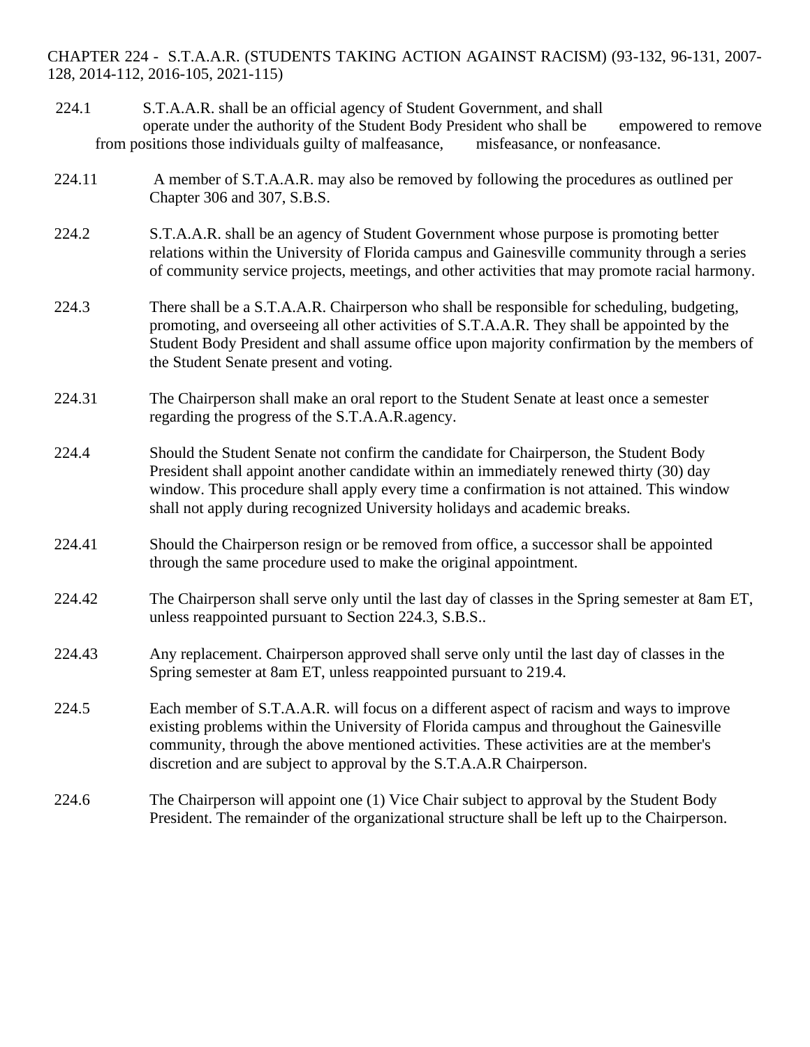## CHAPTER 224 - S.T.A.A.R. (STUDENTS TAKING ACTION AGAINST RACISM) (93-132, 96-131, 2007-128, 2014-112, 2016-105, 2021-115)

224.1 S.T.A.A.R. shall be an official agency of Student Government, and shall operate under the authority of the Student Body President who shall be empowered to remove from positions those individuals guilty of malfeasance, misfeasance, or nonfeasance.

224.11 A member of S.T.A.A.R. may also be removed by following the procedures as outlined per Chapter 306 and 307, S.B.S.

224.2 S.T.A.A.R. shall be an agency of Student Government whose purpose is promoting better relations within the University of Florida campus and Gainesville community through a series of community service projects, meetings, and other activities that may promote racial harmony.

224.3 There shall be a S.T.A.A.R. Chairperson who shall be responsible for scheduling, budgeting, promoting, and overseeing all other activities of S.T.A.A.R. They shall be appointed by the Student Body President and shall assume office upon majority confirmation by the members of the Student Senate present and voting.

224.31 The Chairperson shall make an oral report to the Student Senate at least once a semester regarding the progress of the S.T.A.A.R.agency.

224.4 Should the Student Senate not confirm the candidate for Chairperson, the Student Body President shall appoint another candidate within an immediately renewed thirty (30) day window. This procedure shall apply every time a confirmation is not attained. This window shall not apply during recognized University holidays and academic breaks.

224.41 Should the Chairperson resign or be removed from office, a successor shall be appointed through the same procedure used to make the original appointment.

224.42 The Chairperson shall serve only until the last day of classes in the Spring semester at 8am ET, unless reappointed pursuant to Section 224.3, S.B.S..

224.43 Any replacement. Chairperson approved shall serve only until the last day of classes in the Spring semester at 8am ET, unless reappointed pursuant to 219.4.

224.5 Each member of S.T.A.A.R. will focus on a different aspect of racism and ways to improve existing problems within the University of Florida campus and throughout the Gainesville community, through the above mentioned activities. These activities are at the member's discretion and are subject to approval by the S.T.A.A.R Chairperson.

224.6 The Chairperson will appoint one (1) Vice Chair subject to approval by the Student Body President. The remainder of the organizational structure shall be left up to the Chairperson.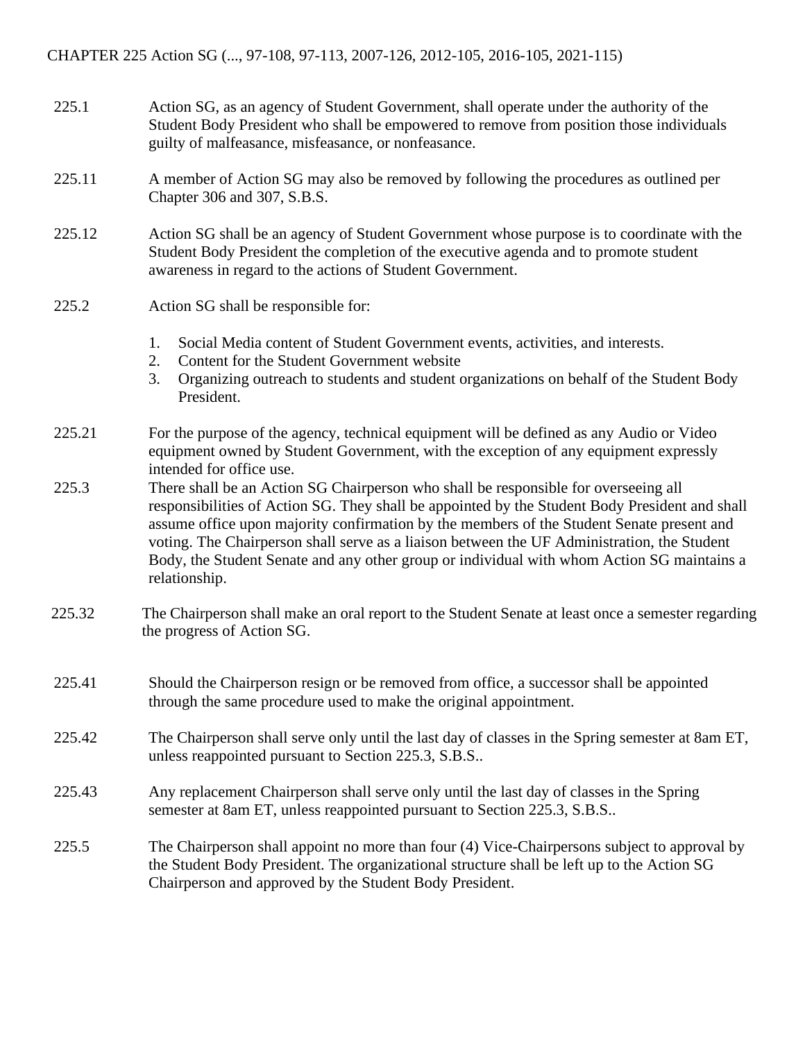CHAPTER 225 Action SG (..., 97-108, 97-113, 2007-126, 2012-105, 2016-105, 2021-115)

225.1 Action SG, as an agency of Student Government, shall operate under the authority of the Student Body President who shall be empowered to remove from position those individuals guilty of malfeasance, misfeasance, or nonfeasance.

225.11 A member of Action SG may also be removed by following the procedures as outlined per Chapter 306 and 307, S.B.S.

225.12 Action SG shall be an agency of Student Government whose purpose is to coordinate with the Student Body President the completion of the executive agenda and to promote student awareness in regard to the actions of Student Government.

225.2 Action SG shall be responsible for:

1. Social Media content of Student Government events, activities, and interests.
2. Content for the Student Government website
3. Organizing outreach to students and student organizations on behalf of the Student Body President.

225.21 For the purpose of the agency, technical equipment will be defined as any Audio or Video equipment owned by Student Government, with the exception of any equipment expressly intended for office use.

225.3 There shall be an Action SG Chairperson who shall be responsible for overseeing all responsibilities of Action SG. They shall be appointed by the Student Body President and shall assume office upon majority confirmation by the members of the Student Senate present and voting. The Chairperson shall serve as a liaison between the UF Administration, the Student Body, the Student Senate and any other group or individual with whom Action SG maintains a relationship.

225.32 The Chairperson shall make an oral report to the Student Senate at least once a semester regarding the progress of Action SG.

225.41 Should the Chairperson resign or be removed from office, a successor shall be appointed through the same procedure used to make the original appointment.

225.42 The Chairperson shall serve only until the last day of classes in the Spring semester at 8am ET, unless reappointed pursuant to Section 225.3, S.B.S..

225.43 Any replacement Chairperson shall serve only until the last day of classes in the Spring semester at 8am ET, unless reappointed pursuant to Section 225.3, S.B.S..

225.5 The Chairperson shall appoint no more than four (4) Vice-Chairpersons subject to approval by the Student Body President. The organizational structure shall be left up to the Action SG Chairperson and approved by the Student Body President.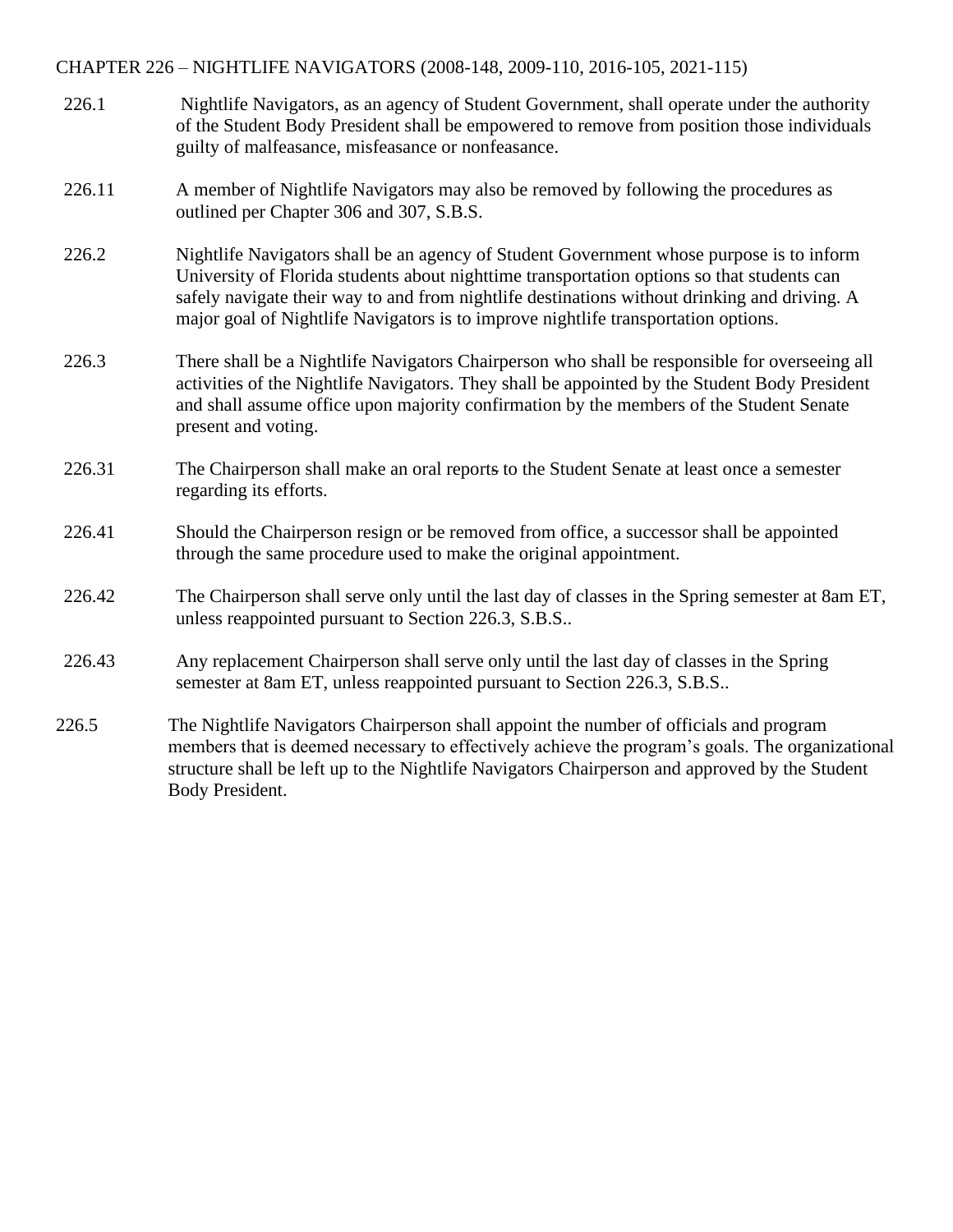## CHAPTER 226 – NIGHTLIFE NAVIGATORS (2008-148, 2009-110, 2016-105, 2021-115)

226.1 Nightlife Navigators, as an agency of Student Government, shall operate under the authority of the Student Body President shall be empowered to remove from position those individuals guilty of malfeasance, misfeasance or nonfeasance.

226.11 A member of Nightlife Navigators may also be removed by following the procedures as outlined per Chapter 306 and 307, S.B.S.

226.2 Nightlife Navigators shall be an agency of Student Government whose purpose is to inform University of Florida students about nighttime transportation options so that students can safely navigate their way to and from nightlife destinations without drinking and driving. A major goal of Nightlife Navigators is to improve nightlife transportation options.

226.3 There shall be a Nightlife Navigators Chairperson who shall be responsible for overseeing all activities of the Nightlife Navigators. They shall be appointed by the Student Body President and shall assume office upon majority confirmation by the members of the Student Senate present and voting.

226.31 The Chairperson shall make an oral reports to the Student Senate at least once a semester regarding its efforts.

226.41 Should the Chairperson resign or be removed from office, a successor shall be appointed through the same procedure used to make the original appointment.

226.42 The Chairperson shall serve only until the last day of classes in the Spring semester at 8am ET, unless reappointed pursuant to Section 226.3, S.B.S..

226.43 Any replacement Chairperson shall serve only until the last day of classes in the Spring semester at 8am ET, unless reappointed pursuant to Section 226.3, S.B.S..

226.5 The Nightlife Navigators Chairperson shall appoint the number of officials and program members that is deemed necessary to effectively achieve the program's goals. The organizational structure shall be left up to the Nightlife Navigators Chairperson and approved by the Student Body President.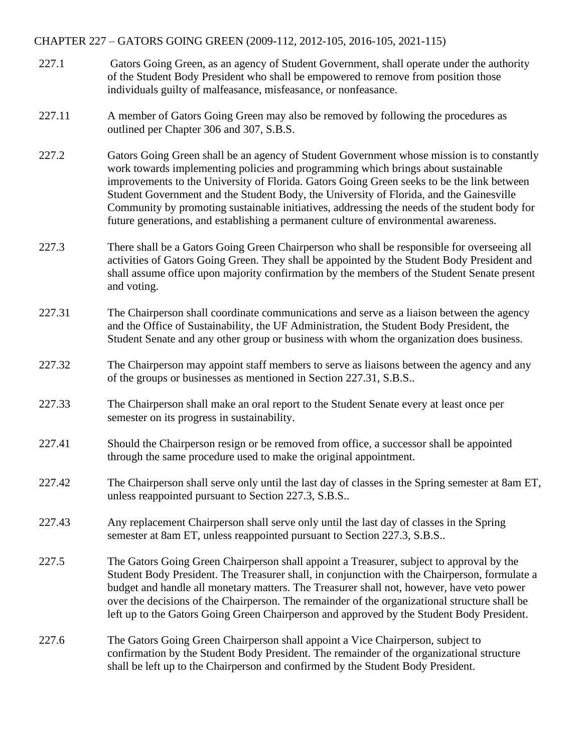## CHAPTER 227 – GATORS GOING GREEN (2009-112, 2012-105, 2016-105, 2021-115)

227.1 Gators Going Green, as an agency of Student Government, shall operate under the authority of the Student Body President who shall be empowered to remove from position those individuals guilty of malfeasance, misfeasance, or nonfeasance.

227.11 A member of Gators Going Green may also be removed by following the procedures as outlined per Chapter 306 and 307, S.B.S.

227.2 Gators Going Green shall be an agency of Student Government whose mission is to constantly work towards implementing policies and programming which brings about sustainable improvements to the University of Florida. Gators Going Green seeks to be the link between Student Government and the Student Body, the University of Florida, and the Gainesville Community by promoting sustainable initiatives, addressing the needs of the student body for future generations, and establishing a permanent culture of environmental awareness.

227.3 There shall be a Gators Going Green Chairperson who shall be responsible for overseeing all activities of Gators Going Green. They shall be appointed by the Student Body President and shall assume office upon majority confirmation by the members of the Student Senate present and voting.

227.31 The Chairperson shall coordinate communications and serve as a liaison between the agency and the Office of Sustainability, the UF Administration, the Student Body President, the Student Senate and any other group or business with whom the organization does business.

227.32 The Chairperson may appoint staff members to serve as liaisons between the agency and any of the groups or businesses as mentioned in Section 227.31, S.B.S..

227.33 The Chairperson shall make an oral report to the Student Senate every at least once per semester on its progress in sustainability.

227.41 Should the Chairperson resign or be removed from office, a successor shall be appointed through the same procedure used to make the original appointment.

227.42 The Chairperson shall serve only until the last day of classes in the Spring semester at 8am ET, unless reappointed pursuant to Section 227.3, S.B.S..

227.43 Any replacement Chairperson shall serve only until the last day of classes in the Spring semester at 8am ET, unless reappointed pursuant to Section 227.3, S.B.S..

227.5 The Gators Going Green Chairperson shall appoint a Treasurer, subject to approval by the Student Body President. The Treasurer shall, in conjunction with the Chairperson, formulate a budget and handle all monetary matters. The Treasurer shall not, however, have veto power over the decisions of the Chairperson. The remainder of the organizational structure shall be left up to the Gators Going Green Chairperson and approved by the Student Body President.

227.6 The Gators Going Green Chairperson shall appoint a Vice Chairperson, subject to confirmation by the Student Body President. The remainder of the organizational structure shall be left up to the Chairperson and confirmed by the Student Body President.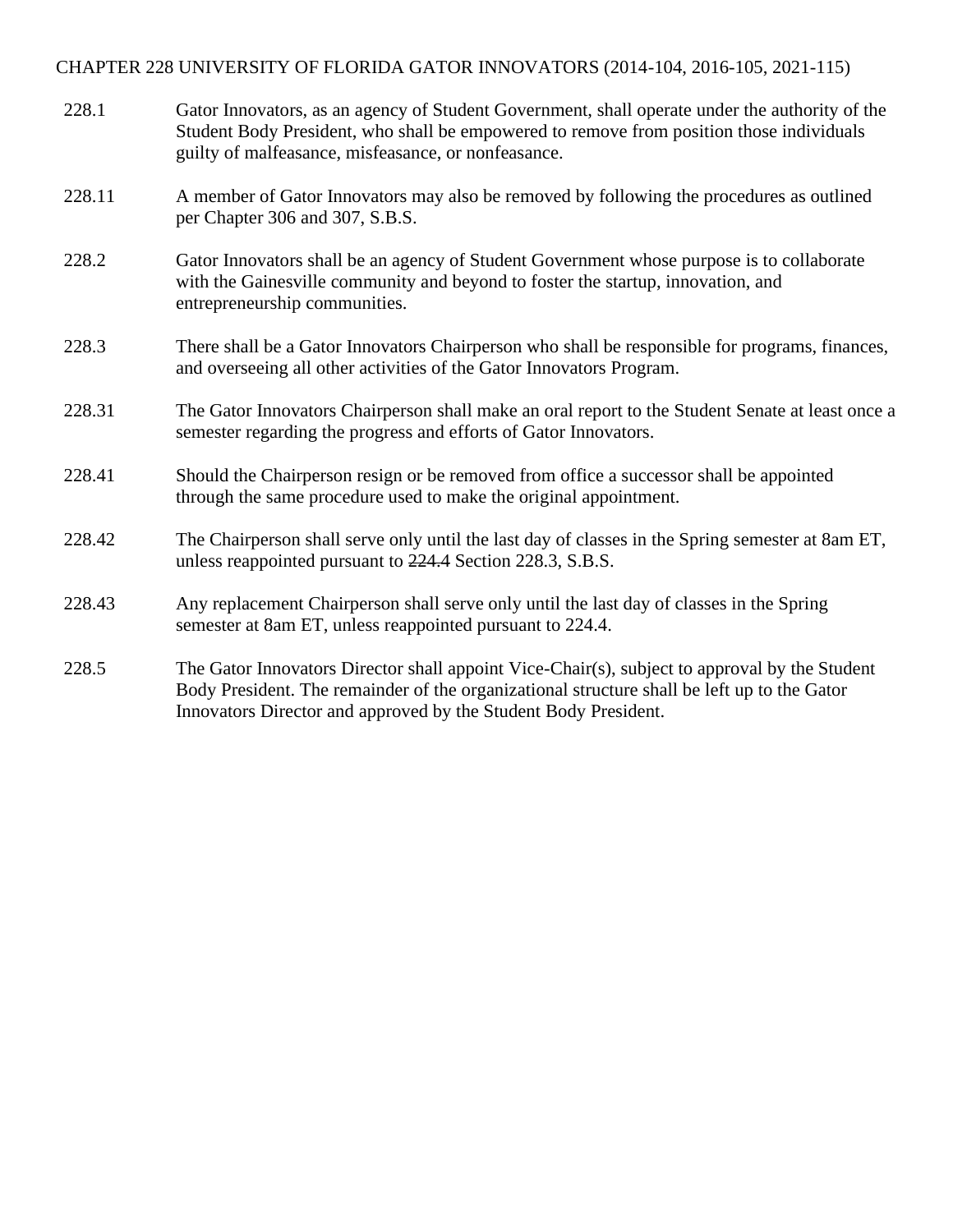CHAPTER 228 UNIVERSITY OF FLORIDA GATOR INNOVATORS (2014-104, 2016-105, 2021-115)

228.1 Gator Innovators, as an agency of Student Government, shall operate under the authority of the Student Body President, who shall be empowered to remove from position those individuals guilty of malfeasance, misfeasance, or nonfeasance.

228.11 A member of Gator Innovators may also be removed by following the procedures as outlined per Chapter 306 and 307, S.B.S.

228.2 Gator Innovators shall be an agency of Student Government whose purpose is to collaborate with the Gainesville community and beyond to foster the startup, innovation, and entrepreneurship communities.

228.3 There shall be a Gator Innovators Chairperson who shall be responsible for programs, finances, and overseeing all other activities of the Gator Innovators Program.

228.31 The Gator Innovators Chairperson shall make an oral report to the Student Senate at least once a semester regarding the progress and efforts of Gator Innovators.

228.41 Should the Chairperson resign or be removed from office a successor shall be appointed through the same procedure used to make the original appointment.

228.42 The Chairperson shall serve only until the last day of classes in the Spring semester at 8am ET, unless reappointed pursuant to ~~224.4~~ Section 228.3, S.B.S.

228.43 Any replacement Chairperson shall serve only until the last day of classes in the Spring semester at 8am ET, unless reappointed pursuant to 224.4.

228.5 The Gator Innovators Director shall appoint Vice-Chair(s), subject to approval by the Student Body President. The remainder of the organizational structure shall be left up to the Gator Innovators Director and approved by the Student Body President.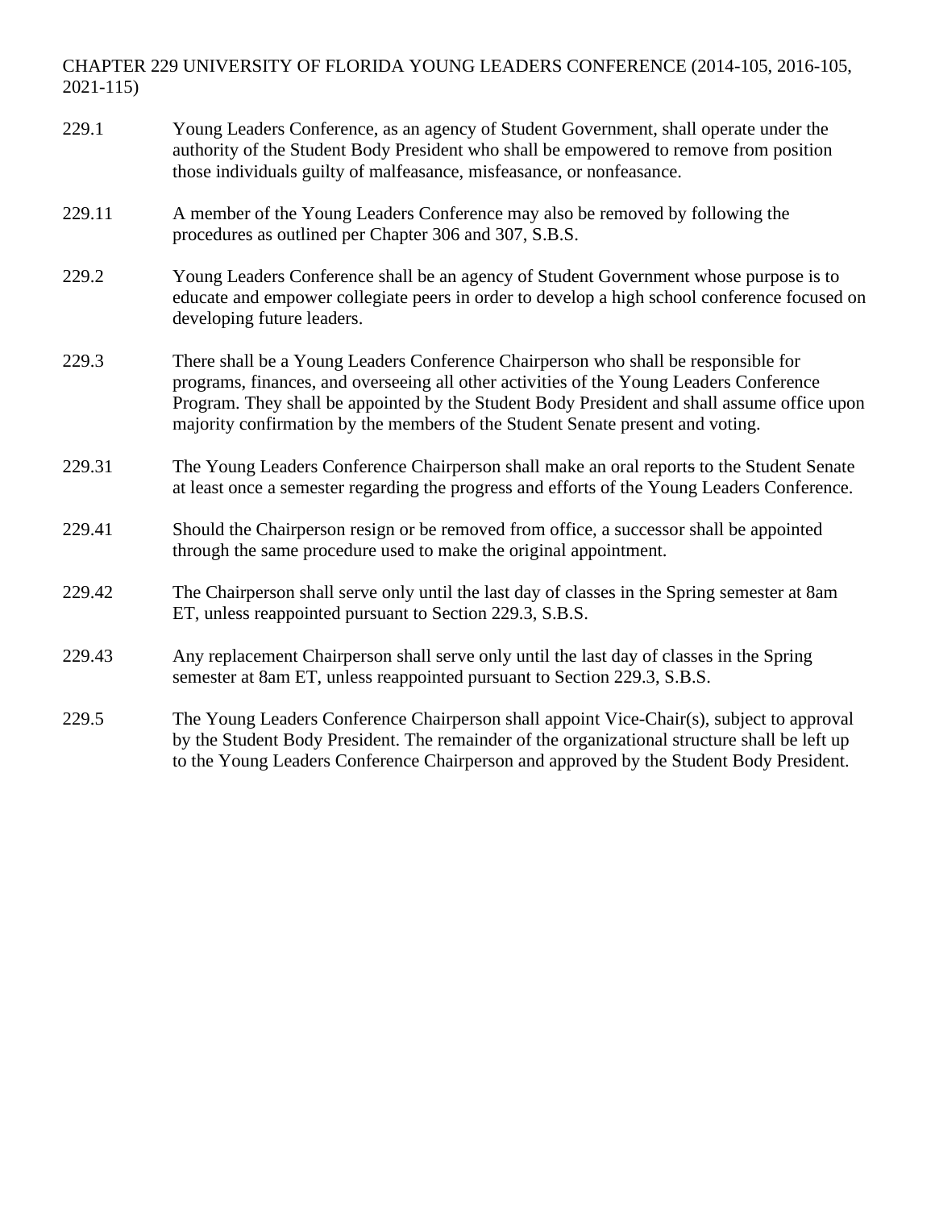## CHAPTER 229 UNIVERSITY OF FLORIDA YOUNG LEADERS CONFERENCE (2014-105, 2016-105, 2021-115)

229.1 Young Leaders Conference, as an agency of Student Government, shall operate under the authority of the Student Body President who shall be empowered to remove from position those individuals guilty of malfeasance, misfeasance, or nonfeasance.

229.11 A member of the Young Leaders Conference may also be removed by following the procedures as outlined per Chapter 306 and 307, S.B.S.

229.2 Young Leaders Conference shall be an agency of Student Government whose purpose is to educate and empower collegiate peers in order to develop a high school conference focused on developing future leaders.

229.3 There shall be a Young Leaders Conference Chairperson who shall be responsible for programs, finances, and overseeing all other activities of the Young Leaders Conference Program. They shall be appointed by the Student Body President and shall assume office upon majority confirmation by the members of the Student Senate present and voting.

229.31 The Young Leaders Conference Chairperson shall make an oral reports to the Student Senate at least once a semester regarding the progress and efforts of the Young Leaders Conference.

229.41 Should the Chairperson resign or be removed from office, a successor shall be appointed through the same procedure used to make the original appointment.

229.42 The Chairperson shall serve only until the last day of classes in the Spring semester at 8am ET, unless reappointed pursuant to Section 229.3, S.B.S.

229.43 Any replacement Chairperson shall serve only until the last day of classes in the Spring semester at 8am ET, unless reappointed pursuant to Section 229.3, S.B.S.

229.5 The Young Leaders Conference Chairperson shall appoint Vice-Chair(s), subject to approval by the Student Body President. The remainder of the organizational structure shall be left up to the Young Leaders Conference Chairperson and approved by the Student Body President.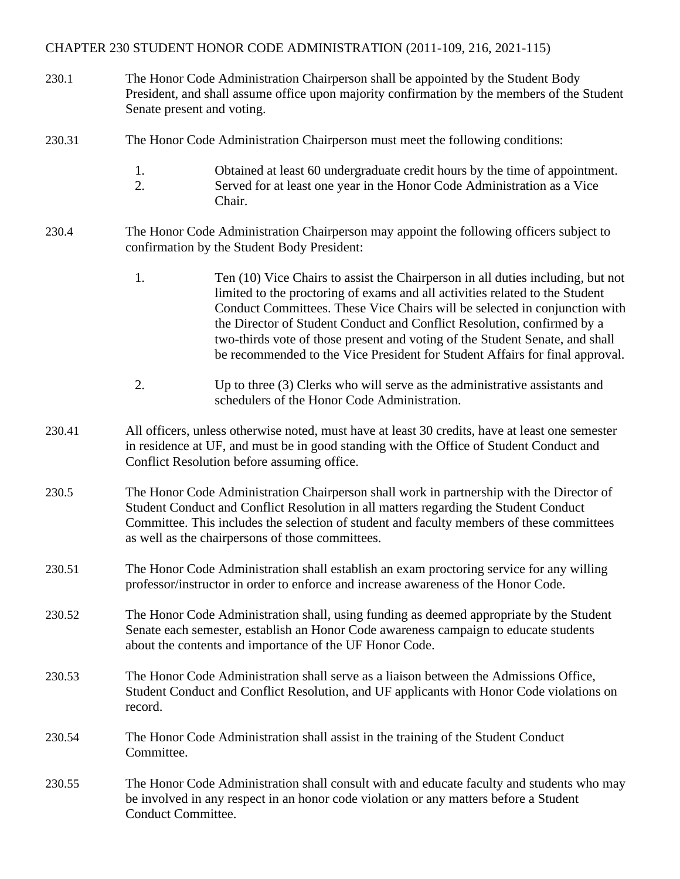## CHAPTER 230 STUDENT HONOR CODE ADMINISTRATION (2011-109, 216, 2021-115)

230.1 The Honor Code Administration Chairperson shall be appointed by the Student Body President, and shall assume office upon majority confirmation by the members of the Student Senate present and voting.

230.31 The Honor Code Administration Chairperson must meet the following conditions:

1. Obtained at least 60 undergraduate credit hours by the time of appointment.
2. Served for at least one year in the Honor Code Administration as a Vice Chair.

230.4 The Honor Code Administration Chairperson may appoint the following officers subject to confirmation by the Student Body President:

1. Ten (10) Vice Chairs to assist the Chairperson in all duties including, but not limited to the proctoring of exams and all activities related to the Student Conduct Committees. These Vice Chairs will be selected in conjunction with the Director of Student Conduct and Conflict Resolution, confirmed by a two-thirds vote of those present and voting of the Student Senate, and shall be recommended to the Vice President for Student Affairs for final approval.

2. Up to three (3) Clerks who will serve as the administrative assistants and schedulers of the Honor Code Administration.

230.41 All officers, unless otherwise noted, must have at least 30 credits, have at least one semester in residence at UF, and must be in good standing with the Office of Student Conduct and Conflict Resolution before assuming office.

230.5 The Honor Code Administration Chairperson shall work in partnership with the Director of Student Conduct and Conflict Resolution in all matters regarding the Student Conduct Committee. This includes the selection of student and faculty members of these committees as well as the chairpersons of those committees.

230.51 The Honor Code Administration shall establish an exam proctoring service for any willing professor/instructor in order to enforce and increase awareness of the Honor Code.

230.52 The Honor Code Administration shall, using funding as deemed appropriate by the Student Senate each semester, establish an Honor Code awareness campaign to educate students about the contents and importance of the UF Honor Code.

230.53 The Honor Code Administration shall serve as a liaison between the Admissions Office, Student Conduct and Conflict Resolution, and UF applicants with Honor Code violations on record.

230.54 The Honor Code Administration shall assist in the training of the Student Conduct Committee.

230.55 The Honor Code Administration shall consult with and educate faculty and students who may be involved in any respect in an honor code violation or any matters before a Student Conduct Committee.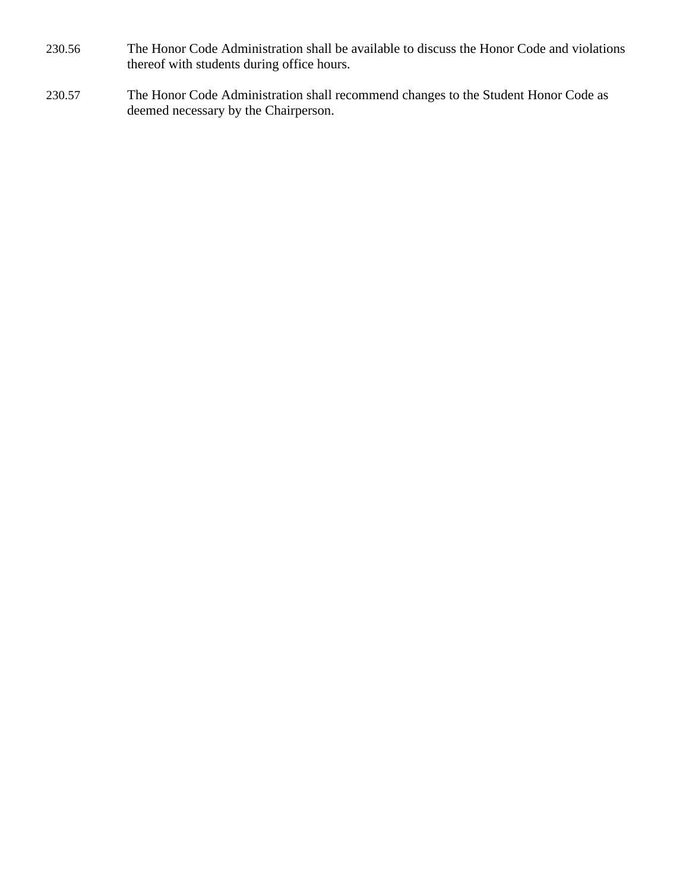230.56 The Honor Code Administration shall be available to discuss the Honor Code and violations thereof with students during office hours.

230.57 The Honor Code Administration shall recommend changes to the Student Honor Code as deemed necessary by the Chairperson.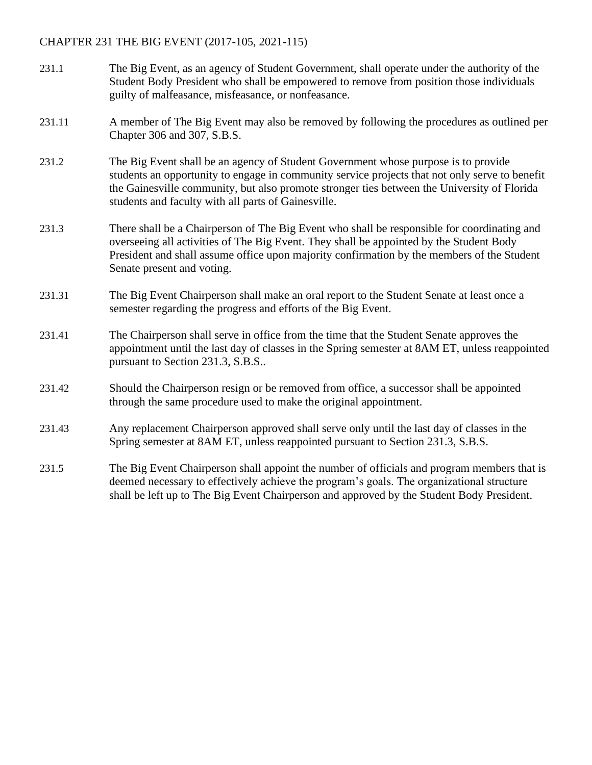# CHAPTER 231 THE BIG EVENT (2017-105, 2021-115)

231.1 The Big Event, as an agency of Student Government, shall operate under the authority of the Student Body President who shall be empowered to remove from position those individuals guilty of malfeasance, misfeasance, or nonfeasance.

231.11 A member of The Big Event may also be removed by following the procedures as outlined per Chapter 306 and 307, S.B.S.

231.2 The Big Event shall be an agency of Student Government whose purpose is to provide students an opportunity to engage in community service projects that not only serve to benefit the Gainesville community, but also promote stronger ties between the University of Florida students and faculty with all parts of Gainesville.

231.3 There shall be a Chairperson of The Big Event who shall be responsible for coordinating and overseeing all activities of The Big Event. They shall be appointed by the Student Body President and shall assume office upon majority confirmation by the members of the Student Senate present and voting.

231.31 The Big Event Chairperson shall make an oral report to the Student Senate at least once a semester regarding the progress and efforts of the Big Event.

231.41 The Chairperson shall serve in office from the time that the Student Senate approves the appointment until the last day of classes in the Spring semester at 8AM ET, unless reappointed pursuant to Section 231.3, S.B.S..

231.42 Should the Chairperson resign or be removed from office, a successor shall be appointed through the same procedure used to make the original appointment.

231.43 Any replacement Chairperson approved shall serve only until the last day of classes in the Spring semester at 8AM ET, unless reappointed pursuant to Section 231.3, S.B.S.

231.5 The Big Event Chairperson shall appoint the number of officials and program members that is deemed necessary to effectively achieve the program's goals. The organizational structure shall be left up to The Big Event Chairperson and approved by the Student Body President.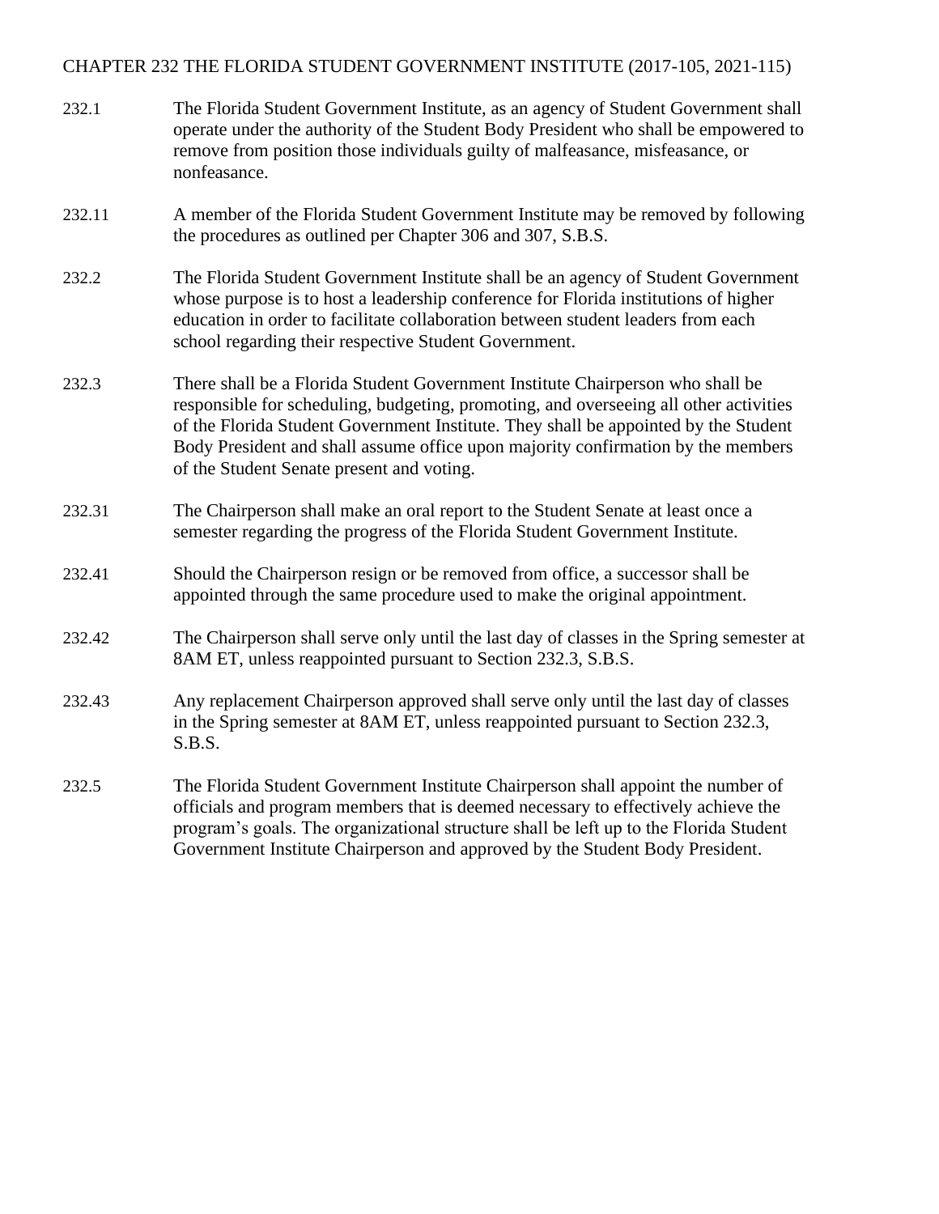## CHAPTER 232 THE FLORIDA STUDENT GOVERNMENT INSTITUTE (2017-105, 2021-115)

232.1 The Florida Student Government Institute, as an agency of Student Government shall operate under the authority of the Student Body President who shall be empowered to remove from position those individuals guilty of malfeasance, misfeasance, or nonfeasance.

232.11 A member of the Florida Student Government Institute may be removed by following the procedures as outlined per Chapter 306 and 307, S.B.S.

232.2 The Florida Student Government Institute shall be an agency of Student Government whose purpose is to host a leadership conference for Florida institutions of higher education in order to facilitate collaboration between student leaders from each school regarding their respective Student Government.

232.3 There shall be a Florida Student Government Institute Chairperson who shall be responsible for scheduling, budgeting, promoting, and overseeing all other activities of the Florida Student Government Institute. They shall be appointed by the Student Body President and shall assume office upon majority confirmation by the members of the Student Senate present and voting.

232.31 The Chairperson shall make an oral report to the Student Senate at least once a semester regarding the progress of the Florida Student Government Institute.

232.41 Should the Chairperson resign or be removed from office, a successor shall be appointed through the same procedure used to make the original appointment.

232.42 The Chairperson shall serve only until the last day of classes in the Spring semester at 8AM ET, unless reappointed pursuant to Section 232.3, S.B.S.

232.43 Any replacement Chairperson approved shall serve only until the last day of classes in the Spring semester at 8AM ET, unless reappointed pursuant to Section 232.3, S.B.S.

232.5 The Florida Student Government Institute Chairperson shall appoint the number of officials and program members that is deemed necessary to effectively achieve the program's goals. The organizational structure shall be left up to the Florida Student Government Institute Chairperson and approved by the Student Body President.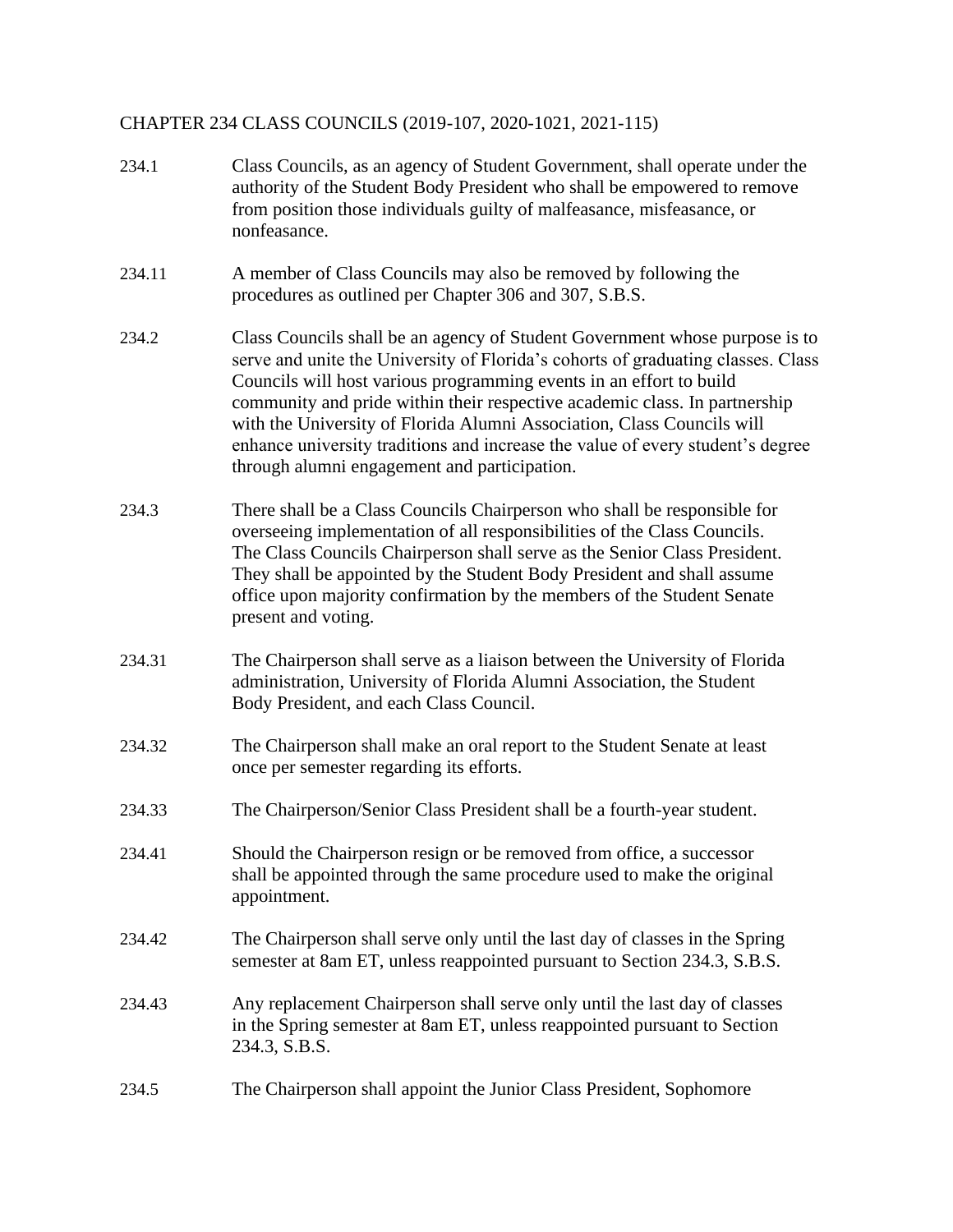CHAPTER 234 CLASS COUNCILS (2019-107, 2020-1021, 2021-115)

234.1 Class Councils, as an agency of Student Government, shall operate under the authority of the Student Body President who shall be empowered to remove from position those individuals guilty of malfeasance, misfeasance, or nonfeasance.

234.11 A member of Class Councils may also be removed by following the procedures as outlined per Chapter 306 and 307, S.B.S.

234.2 Class Councils shall be an agency of Student Government whose purpose is to serve and unite the University of Florida's cohorts of graduating classes. Class Councils will host various programming events in an effort to build community and pride within their respective academic class. In partnership with the University of Florida Alumni Association, Class Councils will enhance university traditions and increase the value of every student's degree through alumni engagement and participation.

234.3 There shall be a Class Councils Chairperson who shall be responsible for overseeing implementation of all responsibilities of the Class Councils. The Class Councils Chairperson shall serve as the Senior Class President. They shall be appointed by the Student Body President and shall assume office upon majority confirmation by the members of the Student Senate present and voting.

234.31 The Chairperson shall serve as a liaison between the University of Florida administration, University of Florida Alumni Association, the Student Body President, and each Class Council.

234.32 The Chairperson shall make an oral report to the Student Senate at least once per semester regarding its efforts.

234.33 The Chairperson/Senior Class President shall be a fourth-year student.

234.41 Should the Chairperson resign or be removed from office, a successor shall be appointed through the same procedure used to make the original appointment.

234.42 The Chairperson shall serve only until the last day of classes in the Spring semester at 8am ET, unless reappointed pursuant to Section 234.3, S.B.S.

234.43 Any replacement Chairperson shall serve only until the last day of classes in the Spring semester at 8am ET, unless reappointed pursuant to Section 234.3, S.B.S.

234.5 The Chairperson shall appoint the Junior Class President, Sophomore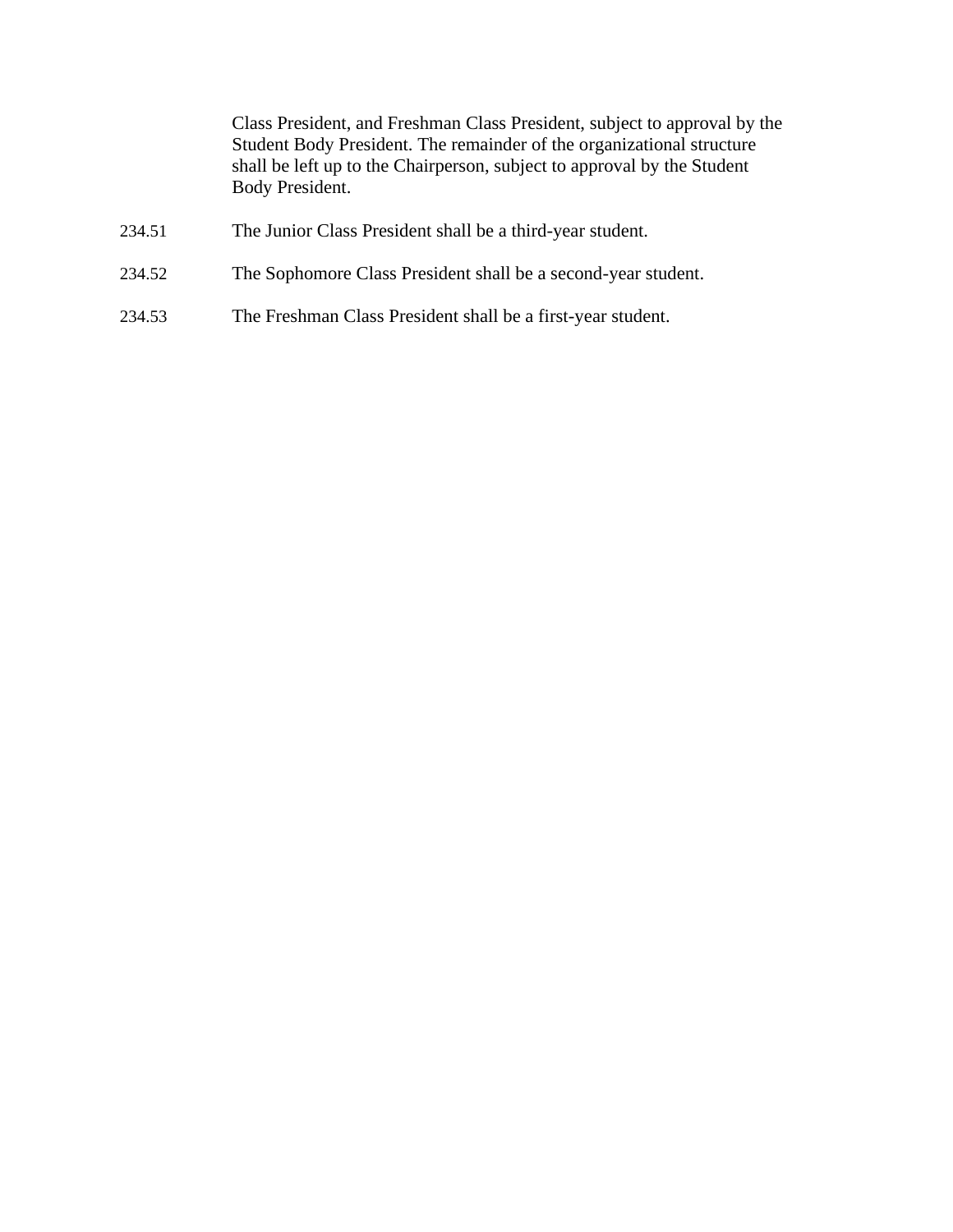Class President, and Freshman Class President, subject to approval by the Student Body President. The remainder of the organizational structure shall be left up to the Chairperson, subject to approval by the Student Body President.

234.51 The Junior Class President shall be a third-year student.

234.52 The Sophomore Class President shall be a second-year student.

234.53 The Freshman Class President shall be a first-year student.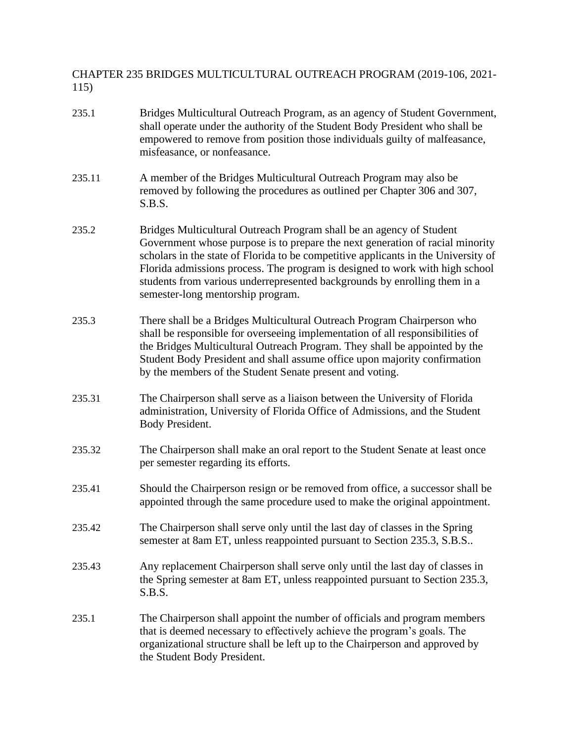CHAPTER 235 BRIDGES MULTICULTURAL OUTREACH PROGRAM (2019-106, 2021-115)

235.1 Bridges Multicultural Outreach Program, as an agency of Student Government, shall operate under the authority of the Student Body President who shall be empowered to remove from position those individuals guilty of malfeasance, misfeasance, or nonfeasance.

235.11 A member of the Bridges Multicultural Outreach Program may also be removed by following the procedures as outlined per Chapter 306 and 307, S.B.S.

235.2 Bridges Multicultural Outreach Program shall be an agency of Student Government whose purpose is to prepare the next generation of racial minority scholars in the state of Florida to be competitive applicants in the University of Florida admissions process. The program is designed to work with high school students from various underrepresented backgrounds by enrolling them in a semester-long mentorship program.

235.3 There shall be a Bridges Multicultural Outreach Program Chairperson who shall be responsible for overseeing implementation of all responsibilities of the Bridges Multicultural Outreach Program. They shall be appointed by the Student Body President and shall assume office upon majority confirmation by the members of the Student Senate present and voting.

235.31 The Chairperson shall serve as a liaison between the University of Florida administration, University of Florida Office of Admissions, and the Student Body President.

235.32 The Chairperson shall make an oral report to the Student Senate at least once per semester regarding its efforts.

235.41 Should the Chairperson resign or be removed from office, a successor shall be appointed through the same procedure used to make the original appointment.

235.42 The Chairperson shall serve only until the last day of classes in the Spring semester at 8am ET, unless reappointed pursuant to Section 235.3, S.B.S..

235.43 Any replacement Chairperson shall serve only until the last day of classes in the Spring semester at 8am ET, unless reappointed pursuant to Section 235.3, S.B.S.

235.1 The Chairperson shall appoint the number of officials and program members that is deemed necessary to effectively achieve the program's goals. The organizational structure shall be left up to the Chairperson and approved by the Student Body President.